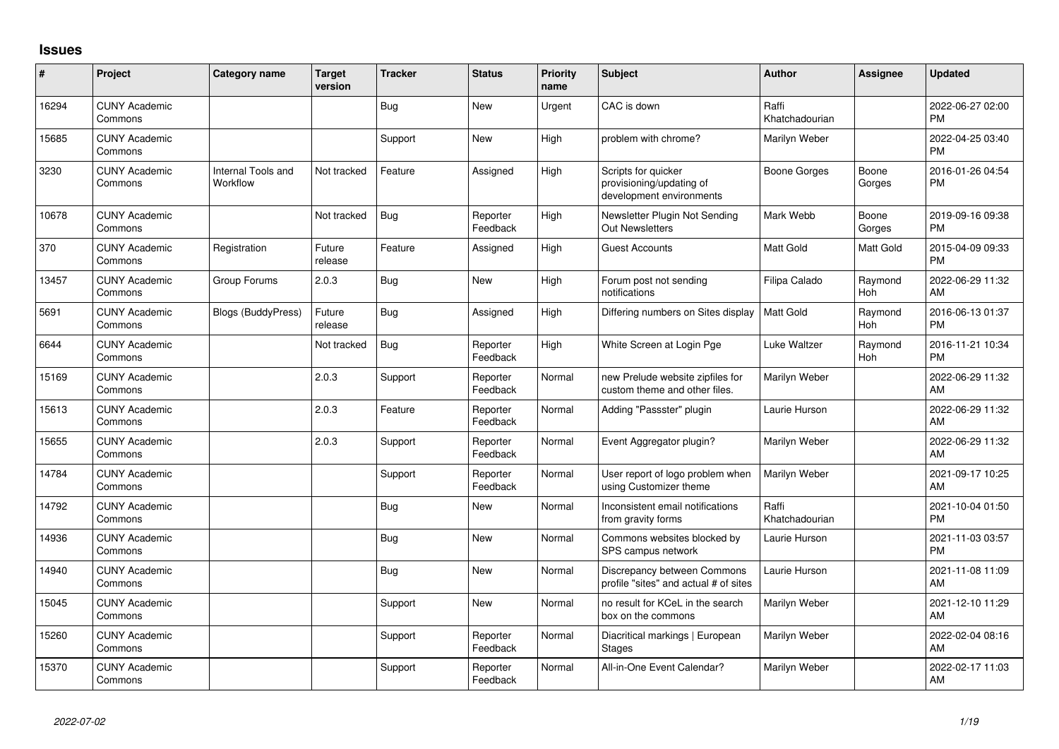## Issues

| # | Project | Category name | Target version | Tracker | Status | Priority name | Subject | Author | Assignee | Updated |
|---|---|---|---|---|---|---|---|---|---|---|
| 16294 | CUNY Academic Commons | | | Bug | New | Urgent | CAC is down | Raffi Khatchadourian | | 2022-06-27 02:00 PM |
| 15685 | CUNY Academic Commons | | | Support | New | High | problem with chrome? | Marilyn Weber | | 2022-04-25 03:40 PM |
| 3230 | CUNY Academic Commons | Internal Tools and Workflow | Not tracked | Feature | Assigned | High | Scripts for quicker provisioning/updating of development environments | Boone Gorges | Boone Gorges | 2016-01-26 04:54 PM |
| 10678 | CUNY Academic Commons | | Not tracked | Bug | Reporter Feedback | High | Newsletter Plugin Not Sending Out Newsletters | Mark Webb | Boone Gorges | 2019-09-16 09:38 PM |
| 370 | CUNY Academic Commons | Registration | Future release | Feature | Assigned | High | Guest Accounts | Matt Gold | Matt Gold | 2015-04-09 09:33 PM |
| 13457 | CUNY Academic Commons | Group Forums | 2.0.3 | Bug | New | High | Forum post not sending notifications | Filipa Calado | Raymond Hoh | 2022-06-29 11:32 AM |
| 5691 | CUNY Academic Commons | Blogs (BuddyPress) | Future release | Bug | Assigned | High | Differing numbers on Sites display | Matt Gold | Raymond Hoh | 2016-06-13 01:37 PM |
| 6644 | CUNY Academic Commons | | Not tracked | Bug | Reporter Feedback | High | White Screen at Login Pge | Luke Waltzer | Raymond Hoh | 2016-11-21 10:34 PM |
| 15169 | CUNY Academic Commons | | 2.0.3 | Support | Reporter Feedback | Normal | new Prelude website zipfiles for custom theme and other files. | Marilyn Weber | | 2022-06-29 11:32 AM |
| 15613 | CUNY Academic Commons | | 2.0.3 | Feature | Reporter Feedback | Normal | Adding "Passster" plugin | Laurie Hurson | | 2022-06-29 11:32 AM |
| 15655 | CUNY Academic Commons | | 2.0.3 | Support | Reporter Feedback | Normal | Event Aggregator plugin? | Marilyn Weber | | 2022-06-29 11:32 AM |
| 14784 | CUNY Academic Commons | | | Support | Reporter Feedback | Normal | User report of logo problem when using Customizer theme | Marilyn Weber | | 2021-09-17 10:25 AM |
| 14792 | CUNY Academic Commons | | | Bug | New | Normal | Inconsistent email notifications from gravity forms | Raffi Khatchadourian | | 2021-10-04 01:50 PM |
| 14936 | CUNY Academic Commons | | | Bug | New | Normal | Commons websites blocked by SPS campus network | Laurie Hurson | | 2021-11-03 03:57 PM |
| 14940 | CUNY Academic Commons | | | Bug | New | Normal | Discrepancy between Commons profile "sites" and actual # of sites | Laurie Hurson | | 2021-11-08 11:09 AM |
| 15045 | CUNY Academic Commons | | | Support | New | Normal | no result for KCeL in the search box on the commons | Marilyn Weber | | 2021-12-10 11:29 AM |
| 15260 | CUNY Academic Commons | | | Support | Reporter Feedback | Normal | Diacritical markings \| European Stages | Marilyn Weber | | 2022-02-04 08:16 AM |
| 15370 | CUNY Academic Commons | | | Support | Reporter Feedback | Normal | All-in-One Event Calendar? | Marilyn Weber | | 2022-02-17 11:03 AM |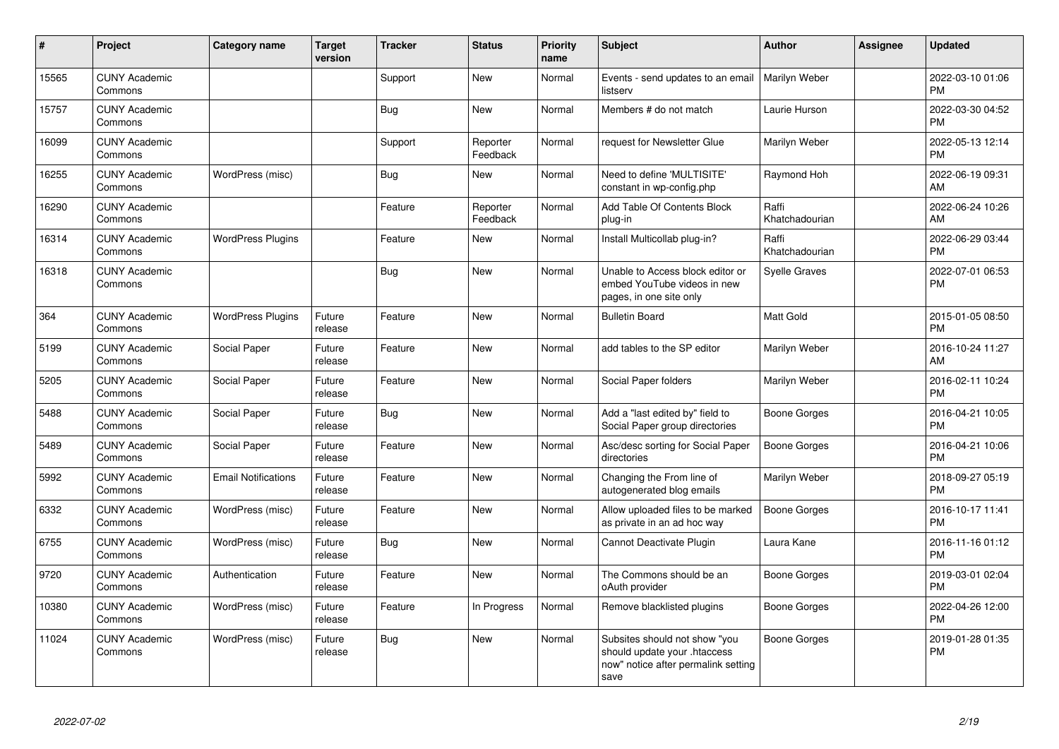| # | Project | Category name | Target version | Tracker | Status | Priority name | Subject | Author | Assignee | Updated |
|---|---|---|---|---|---|---|---|---|---|---|
| 15565 | CUNY Academic Commons | | | Support | New | Normal | Events - send updates to an email listserv | Marilyn Weber | | 2022-03-10 01:06 PM |
| 15757 | CUNY Academic Commons | | | Bug | New | Normal | Members # do not match | Laurie Hurson | | 2022-03-30 04:52 PM |
| 16099 | CUNY Academic Commons | | | Support | Reporter Feedback | Normal | request for Newsletter Glue | Marilyn Weber | | 2022-05-13 12:14 PM |
| 16255 | CUNY Academic Commons | WordPress (misc) | | Bug | New | Normal | Need to define 'MULTISITE' constant in wp-config.php | Raymond Hoh | | 2022-06-19 09:31 AM |
| 16290 | CUNY Academic Commons | | | Feature | Reporter Feedback | Normal | Add Table Of Contents Block plug-in | Raffi Khatchadourian | | 2022-06-24 10:26 AM |
| 16314 | CUNY Academic Commons | WordPress Plugins | | Feature | New | Normal | Install Multicollab plug-in? | Raffi Khatchadourian | | 2022-06-29 03:44 PM |
| 16318 | CUNY Academic Commons | | | Bug | New | Normal | Unable to Access block editor or embed YouTube videos in new pages, in one site only | Syelle Graves | | 2022-07-01 06:53 PM |
| 364 | CUNY Academic Commons | WordPress Plugins | Future release | Feature | New | Normal | Bulletin Board | Matt Gold | | 2015-01-05 08:50 PM |
| 5199 | CUNY Academic Commons | Social Paper | Future release | Feature | New | Normal | add tables to the SP editor | Marilyn Weber | | 2016-10-24 11:27 AM |
| 5205 | CUNY Academic Commons | Social Paper | Future release | Feature | New | Normal | Social Paper folders | Marilyn Weber | | 2016-02-11 10:24 PM |
| 5488 | CUNY Academic Commons | Social Paper | Future release | Bug | New | Normal | Add a "last edited by" field to Social Paper group directories | Boone Gorges | | 2016-04-21 10:05 PM |
| 5489 | CUNY Academic Commons | Social Paper | Future release | Feature | New | Normal | Asc/desc sorting for Social Paper directories | Boone Gorges | | 2016-04-21 10:06 PM |
| 5992 | CUNY Academic Commons | Email Notifications | Future release | Feature | New | Normal | Changing the From line of autogenerated blog emails | Marilyn Weber | | 2018-09-27 05:19 PM |
| 6332 | CUNY Academic Commons | WordPress (misc) | Future release | Feature | New | Normal | Allow uploaded files to be marked as private in an ad hoc way | Boone Gorges | | 2016-10-17 11:41 PM |
| 6755 | CUNY Academic Commons | WordPress (misc) | Future release | Bug | New | Normal | Cannot Deactivate Plugin | Laura Kane | | 2016-11-16 01:12 PM |
| 9720 | CUNY Academic Commons | Authentication | Future release | Feature | New | Normal | The Commons should be an oAuth provider | Boone Gorges | | 2019-03-01 02:04 PM |
| 10380 | CUNY Academic Commons | WordPress (misc) | Future release | Feature | In Progress | Normal | Remove blacklisted plugins | Boone Gorges | | 2022-04-26 12:00 PM |
| 11024 | CUNY Academic Commons | WordPress (misc) | Future release | Bug | New | Normal | Subsites should not show "you should update your .htaccess now" notice after permalink setting save | Boone Gorges | | 2019-01-28 01:35 PM |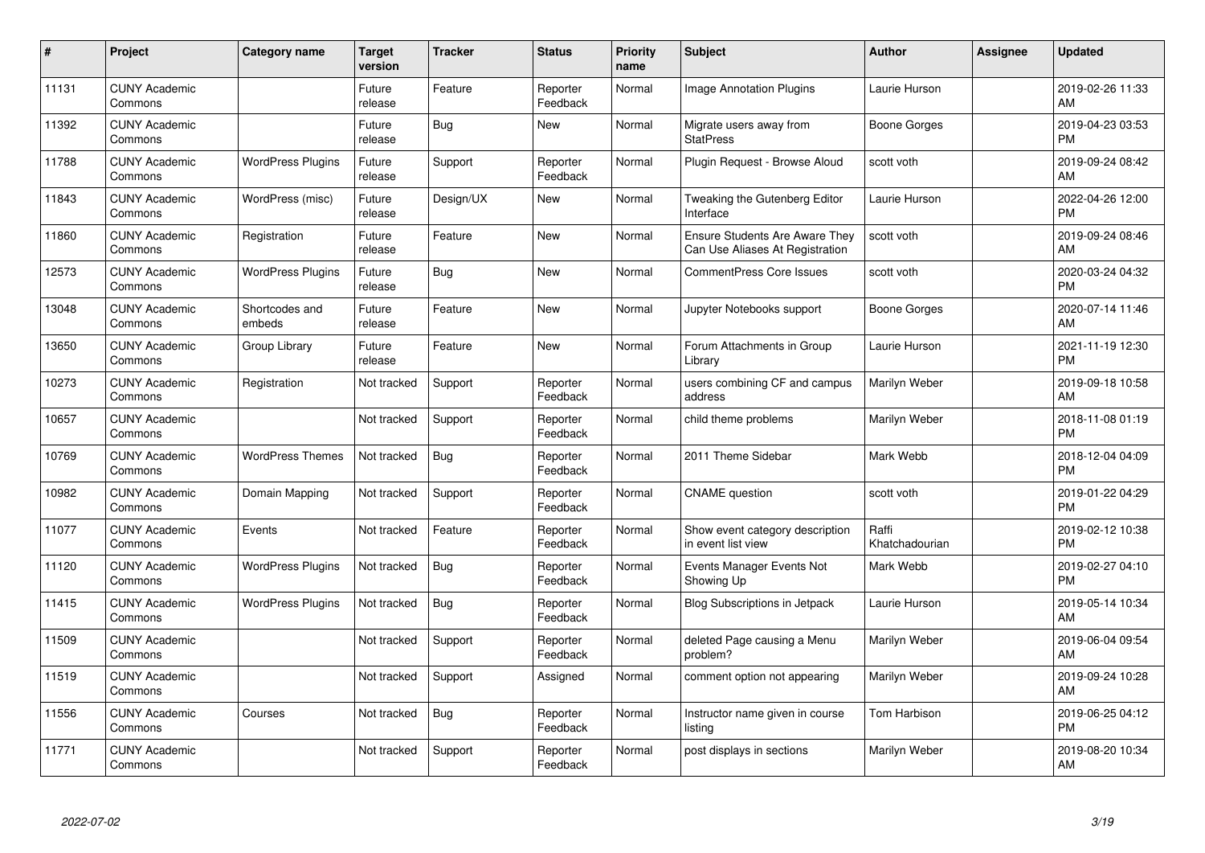| # | Project | Category name | Target version | Tracker | Status | Priority name | Subject | Author | Assignee | Updated |
|---|---|---|---|---|---|---|---|---|---|---|
| 11131 | CUNY Academic Commons | | Future release | Feature | Reporter Feedback | Normal | Image Annotation Plugins | Laurie Hurson | | 2019-02-26 11:33 AM |
| 11392 | CUNY Academic Commons | | Future release | Bug | New | Normal | Migrate users away from StatPress | Boone Gorges | | 2019-04-23 03:53 PM |
| 11788 | CUNY Academic Commons | WordPress Plugins | Future release | Support | Reporter Feedback | Normal | Plugin Request - Browse Aloud | scott voth | | 2019-09-24 08:42 AM |
| 11843 | CUNY Academic Commons | WordPress (misc) | Future release | Design/UX | New | Normal | Tweaking the Gutenberg Editor Interface | Laurie Hurson | | 2022-04-26 12:00 PM |
| 11860 | CUNY Academic Commons | Registration | Future release | Feature | New | Normal | Ensure Students Are Aware They Can Use Aliases At Registration | scott voth | | 2019-09-24 08:46 AM |
| 12573 | CUNY Academic Commons | WordPress Plugins | Future release | Bug | New | Normal | CommentPress Core Issues | scott voth | | 2020-03-24 04:32 PM |
| 13048 | CUNY Academic Commons | Shortcodes and embeds | Future release | Feature | New | Normal | Jupyter Notebooks support | Boone Gorges | | 2020-07-14 11:46 AM |
| 13650 | CUNY Academic Commons | Group Library | Future release | Feature | New | Normal | Forum Attachments in Group Library | Laurie Hurson | | 2021-11-19 12:30 PM |
| 10273 | CUNY Academic Commons | Registration | Not tracked | Support | Reporter Feedback | Normal | users combining CF and campus address | Marilyn Weber | | 2019-09-18 10:58 AM |
| 10657 | CUNY Academic Commons | | Not tracked | Support | Reporter Feedback | Normal | child theme problems | Marilyn Weber | | 2018-11-08 01:19 PM |
| 10769 | CUNY Academic Commons | WordPress Themes | Not tracked | Bug | Reporter Feedback | Normal | 2011 Theme Sidebar | Mark Webb | | 2018-12-04 04:09 PM |
| 10982 | CUNY Academic Commons | Domain Mapping | Not tracked | Support | Reporter Feedback | Normal | CNAME question | scott voth | | 2019-01-22 04:29 PM |
| 11077 | CUNY Academic Commons | Events | Not tracked | Feature | Reporter Feedback | Normal | Show event category description in event list view | Raffi Khatchadourian | | 2019-02-12 10:38 PM |
| 11120 | CUNY Academic Commons | WordPress Plugins | Not tracked | Bug | Reporter Feedback | Normal | Events Manager Events Not Showing Up | Mark Webb | | 2019-02-27 04:10 PM |
| 11415 | CUNY Academic Commons | WordPress Plugins | Not tracked | Bug | Reporter Feedback | Normal | Blog Subscriptions in Jetpack | Laurie Hurson | | 2019-05-14 10:34 AM |
| 11509 | CUNY Academic Commons | | Not tracked | Support | Reporter Feedback | Normal | deleted Page causing a Menu problem? | Marilyn Weber | | 2019-06-04 09:54 AM |
| 11519 | CUNY Academic Commons | | Not tracked | Support | Assigned | Normal | comment option not appearing | Marilyn Weber | | 2019-09-24 10:28 AM |
| 11556 | CUNY Academic Commons | Courses | Not tracked | Bug | Reporter Feedback | Normal | Instructor name given in course listing | Tom Harbison | | 2019-06-25 04:12 PM |
| 11771 | CUNY Academic Commons | | Not tracked | Support | Reporter Feedback | Normal | post displays in sections | Marilyn Weber | | 2019-08-20 10:34 AM |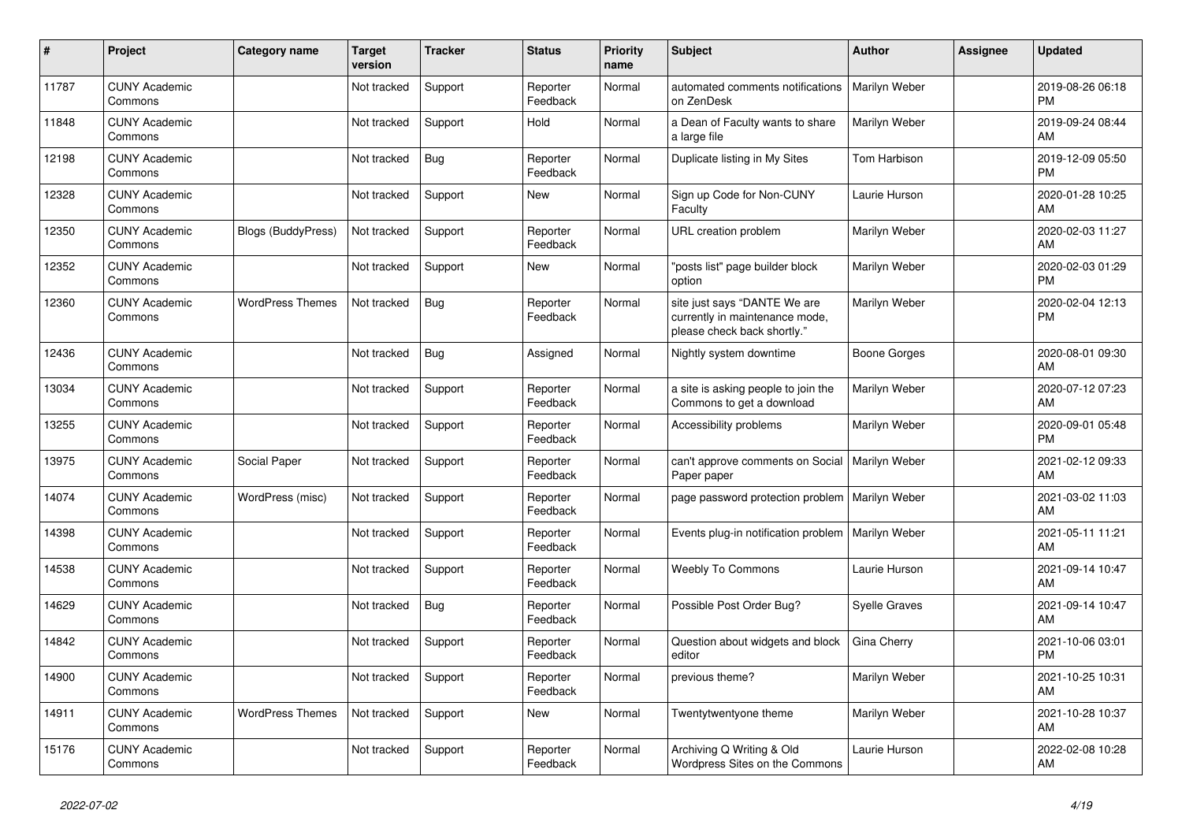| # | Project | Category name | Target version | Tracker | Status | Priority name | Subject | Author | Assignee | Updated |
|---|---|---|---|---|---|---|---|---|---|---|
| 11787 | CUNY Academic Commons | | Not tracked | Support | Reporter Feedback | Normal | automated comments notifications on ZenDesk | Marilyn Weber | | 2019-08-26 06:18 PM |
| 11848 | CUNY Academic Commons | | Not tracked | Support | Hold | Normal | a Dean of Faculty wants to share a large file | Marilyn Weber | | 2019-09-24 08:44 AM |
| 12198 | CUNY Academic Commons | | Not tracked | Bug | Reporter Feedback | Normal | Duplicate listing in My Sites | Tom Harbison | | 2019-12-09 05:50 PM |
| 12328 | CUNY Academic Commons | | Not tracked | Support | New | Normal | Sign up Code for Non-CUNY Faculty | Laurie Hurson | | 2020-01-28 10:25 AM |
| 12350 | CUNY Academic Commons | Blogs (BuddyPress) | Not tracked | Support | Reporter Feedback | Normal | URL creation problem | Marilyn Weber | | 2020-02-03 11:27 AM |
| 12352 | CUNY Academic Commons | | Not tracked | Support | New | Normal | "posts list" page builder block option | Marilyn Weber | | 2020-02-03 01:29 PM |
| 12360 | CUNY Academic Commons | WordPress Themes | Not tracked | Bug | Reporter Feedback | Normal | site just says "DANTE We are currently in maintenance mode, please check back shortly." | Marilyn Weber | | 2020-02-04 12:13 PM |
| 12436 | CUNY Academic Commons | | Not tracked | Bug | Assigned | Normal | Nightly system downtime | Boone Gorges | | 2020-08-01 09:30 AM |
| 13034 | CUNY Academic Commons | | Not tracked | Support | Reporter Feedback | Normal | a site is asking people to join the Commons to get a download | Marilyn Weber | | 2020-07-12 07:23 AM |
| 13255 | CUNY Academic Commons | | Not tracked | Support | Reporter Feedback | Normal | Accessibility problems | Marilyn Weber | | 2020-09-01 05:48 PM |
| 13975 | CUNY Academic Commons | Social Paper | Not tracked | Support | Reporter Feedback | Normal | can't approve comments on Social Paper paper | Marilyn Weber | | 2021-02-12 09:33 AM |
| 14074 | CUNY Academic Commons | WordPress (misc) | Not tracked | Support | Reporter Feedback | Normal | page password protection problem | Marilyn Weber | | 2021-03-02 11:03 AM |
| 14398 | CUNY Academic Commons | | Not tracked | Support | Reporter Feedback | Normal | Events plug-in notification problem | Marilyn Weber | | 2021-05-11 11:21 AM |
| 14538 | CUNY Academic Commons | | Not tracked | Support | Reporter Feedback | Normal | Weebly To Commons | Laurie Hurson | | 2021-09-14 10:47 AM |
| 14629 | CUNY Academic Commons | | Not tracked | Bug | Reporter Feedback | Normal | Possible Post Order Bug? | Syelle Graves | | 2021-09-14 10:47 AM |
| 14842 | CUNY Academic Commons | | Not tracked | Support | Reporter Feedback | Normal | Question about widgets and block editor | Gina Cherry | | 2021-10-06 03:01 PM |
| 14900 | CUNY Academic Commons | | Not tracked | Support | Reporter Feedback | Normal | previous theme? | Marilyn Weber | | 2021-10-25 10:31 AM |
| 14911 | CUNY Academic Commons | WordPress Themes | Not tracked | Support | New | Normal | Twentytwentyone theme | Marilyn Weber | | 2021-10-28 10:37 AM |
| 15176 | CUNY Academic Commons | | Not tracked | Support | Reporter Feedback | Normal | Archiving Q Writing & Old Wordpress Sites on the Commons | Laurie Hurson | | 2022-02-08 10:28 AM |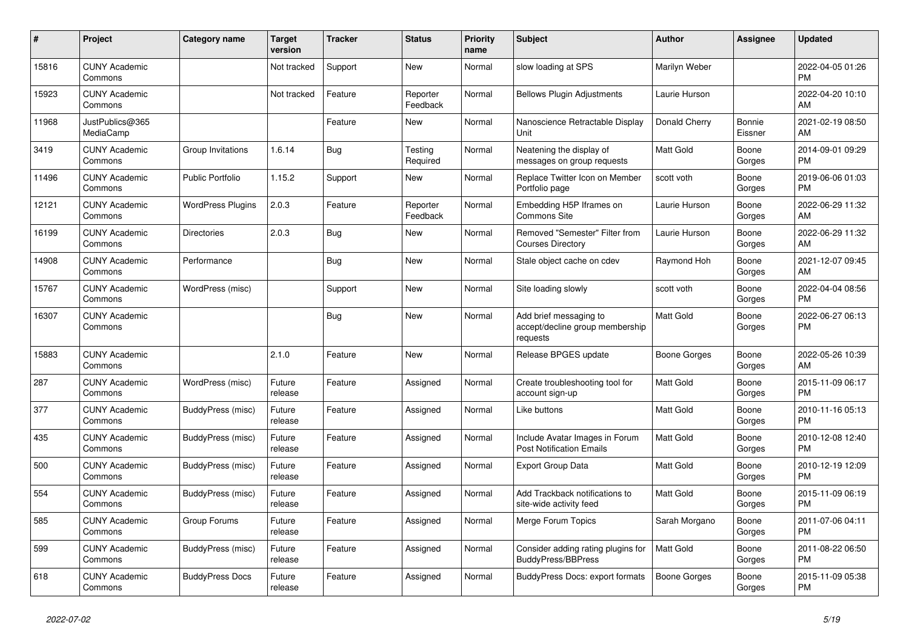| # | Project | Category name | Target version | Tracker | Status | Priority name | Subject | Author | Assignee | Updated |
|---|---|---|---|---|---|---|---|---|---|---|
| 15816 | CUNY Academic Commons | | Not tracked | Support | New | Normal | slow loading at SPS | Marilyn Weber | | 2022-04-05 01:26 PM |
| 15923 | CUNY Academic Commons | | Not tracked | Feature | Reporter Feedback | Normal | Bellows Plugin Adjustments | Laurie Hurson | | 2022-04-20 10:10 AM |
| 11968 | JustPublics@365 MediaCamp | | | Feature | New | Normal | Nanoscience Retractable Display Unit | Donald Cherry | Bonnie Eissner | 2021-02-19 08:50 AM |
| 3419 | CUNY Academic Commons | Group Invitations | 1.6.14 | Bug | Testing Required | Normal | Neatening the display of messages on group requests | Matt Gold | Boone Gorges | 2014-09-01 09:29 PM |
| 11496 | CUNY Academic Commons | Public Portfolio | 1.15.2 | Support | New | Normal | Replace Twitter Icon on Member Portfolio page | scott voth | Boone Gorges | 2019-06-06 01:03 PM |
| 12121 | CUNY Academic Commons | WordPress Plugins | 2.0.3 | Feature | Reporter Feedback | Normal | Embedding H5P Iframes on Commons Site | Laurie Hurson | Boone Gorges | 2022-06-29 11:32 AM |
| 16199 | CUNY Academic Commons | Directories | 2.0.3 | Bug | New | Normal | Removed "Semester" Filter from Courses Directory | Laurie Hurson | Boone Gorges | 2022-06-29 11:32 AM |
| 14908 | CUNY Academic Commons | Performance | | Bug | New | Normal | Stale object cache on cdev | Raymond Hoh | Boone Gorges | 2021-12-07 09:45 AM |
| 15767 | CUNY Academic Commons | WordPress (misc) | | Support | New | Normal | Site loading slowly | scott voth | Boone Gorges | 2022-04-04 08:56 PM |
| 16307 | CUNY Academic Commons | | | Bug | New | Normal | Add brief messaging to accept/decline group membership requests | Matt Gold | Boone Gorges | 2022-06-27 06:13 PM |
| 15883 | CUNY Academic Commons | | 2.1.0 | Feature | New | Normal | Release BPGES update | Boone Gorges | Boone Gorges | 2022-05-26 10:39 AM |
| 287 | CUNY Academic Commons | WordPress (misc) | Future release | Feature | Assigned | Normal | Create troubleshooting tool for account sign-up | Matt Gold | Boone Gorges | 2015-11-09 06:17 PM |
| 377 | CUNY Academic Commons | BuddyPress (misc) | Future release | Feature | Assigned | Normal | Like buttons | Matt Gold | Boone Gorges | 2010-11-16 05:13 PM |
| 435 | CUNY Academic Commons | BuddyPress (misc) | Future release | Feature | Assigned | Normal | Include Avatar Images in Forum Post Notification Emails | Matt Gold | Boone Gorges | 2010-12-08 12:40 PM |
| 500 | CUNY Academic Commons | BuddyPress (misc) | Future release | Feature | Assigned | Normal | Export Group Data | Matt Gold | Boone Gorges | 2010-12-19 12:09 PM |
| 554 | CUNY Academic Commons | BuddyPress (misc) | Future release | Feature | Assigned | Normal | Add Trackback notifications to site-wide activity feed | Matt Gold | Boone Gorges | 2015-11-09 06:19 PM |
| 585 | CUNY Academic Commons | Group Forums | Future release | Feature | Assigned | Normal | Merge Forum Topics | Sarah Morgano | Boone Gorges | 2011-07-06 04:11 PM |
| 599 | CUNY Academic Commons | BuddyPress (misc) | Future release | Feature | Assigned | Normal | Consider adding rating plugins for BuddyPress/BBPress | Matt Gold | Boone Gorges | 2011-08-22 06:50 PM |
| 618 | CUNY Academic Commons | BuddyPress Docs | Future release | Feature | Assigned | Normal | BuddyPress Docs: export formats | Boone Gorges | Boone Gorges | 2015-11-09 05:38 PM |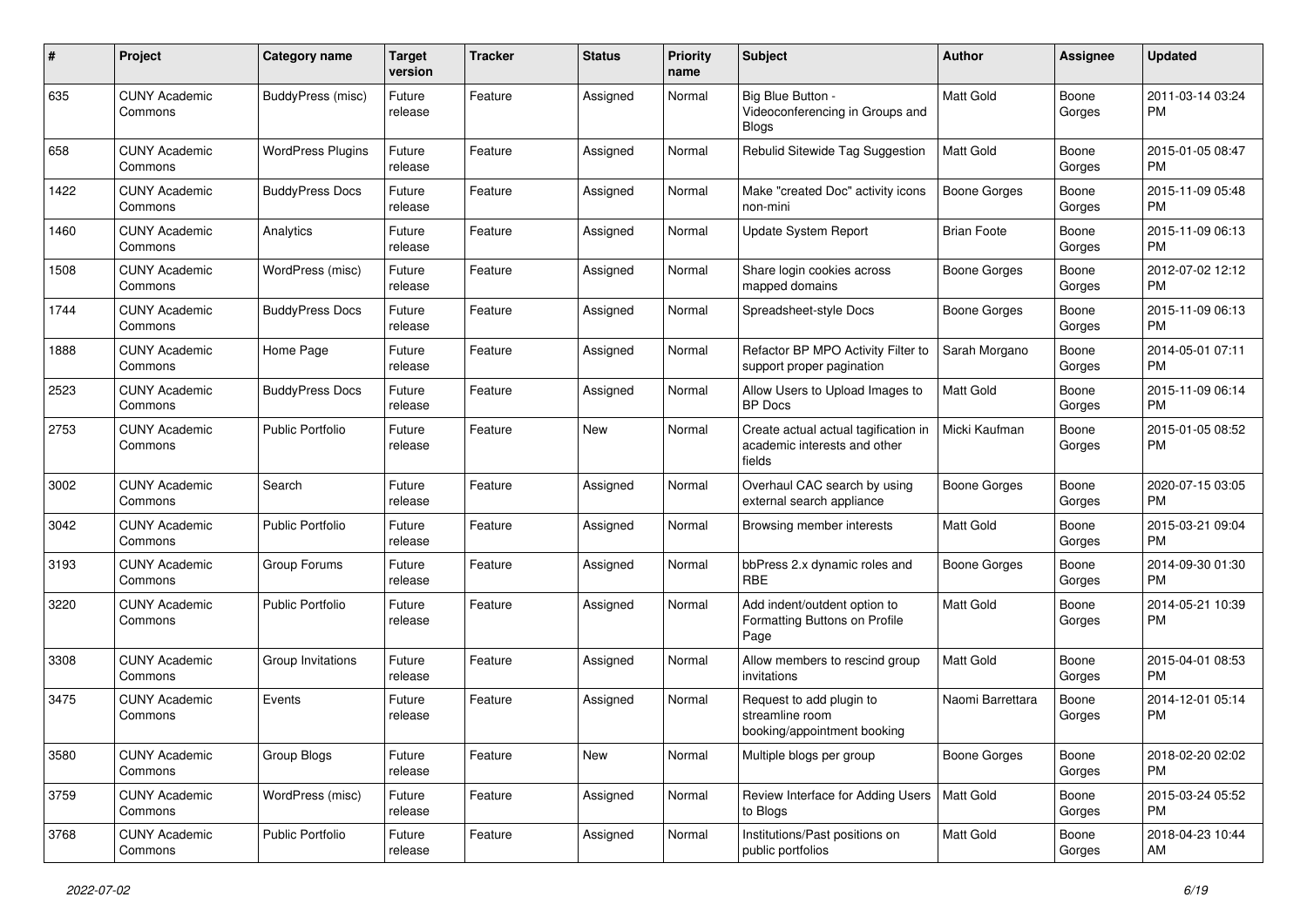| # | Project | Category name | Target version | Tracker | Status | Priority name | Subject | Author | Assignee | Updated |
|---|---|---|---|---|---|---|---|---|---|---|
| 635 | CUNY Academic Commons | BuddyPress (misc) | Future release | Feature | Assigned | Normal | Big Blue Button - Videoconferencing in Groups and Blogs | Matt Gold | Boone Gorges | 2011-03-14 03:24 PM |
| 658 | CUNY Academic Commons | WordPress Plugins | Future release | Feature | Assigned | Normal | Rebulid Sitewide Tag Suggestion | Matt Gold | Boone Gorges | 2015-01-05 08:47 PM |
| 1422 | CUNY Academic Commons | BuddyPress Docs | Future release | Feature | Assigned | Normal | Make "created Doc" activity icons non-mini | Boone Gorges | Boone Gorges | 2015-11-09 05:48 PM |
| 1460 | CUNY Academic Commons | Analytics | Future release | Feature | Assigned | Normal | Update System Report | Brian Foote | Boone Gorges | 2015-11-09 06:13 PM |
| 1508 | CUNY Academic Commons | WordPress (misc) | Future release | Feature | Assigned | Normal | Share login cookies across mapped domains | Boone Gorges | Boone Gorges | 2012-07-02 12:12 PM |
| 1744 | CUNY Academic Commons | BuddyPress Docs | Future release | Feature | Assigned | Normal | Spreadsheet-style Docs | Boone Gorges | Boone Gorges | 2015-11-09 06:13 PM |
| 1888 | CUNY Academic Commons | Home Page | Future release | Feature | Assigned | Normal | Refactor BP MPO Activity Filter to support proper pagination | Sarah Morgano | Boone Gorges | 2014-05-01 07:11 PM |
| 2523 | CUNY Academic Commons | BuddyPress Docs | Future release | Feature | Assigned | Normal | Allow Users to Upload Images to BP Docs | Matt Gold | Boone Gorges | 2015-11-09 06:14 PM |
| 2753 | CUNY Academic Commons | Public Portfolio | Future release | Feature | New | Normal | Create actual actual tagification in academic interests and other fields | Micki Kaufman | Boone Gorges | 2015-01-05 08:52 PM |
| 3002 | CUNY Academic Commons | Search | Future release | Feature | Assigned | Normal | Overhaul CAC search by using external search appliance | Boone Gorges | Boone Gorges | 2020-07-15 03:05 PM |
| 3042 | CUNY Academic Commons | Public Portfolio | Future release | Feature | Assigned | Normal | Browsing member interests | Matt Gold | Boone Gorges | 2015-03-21 09:04 PM |
| 3193 | CUNY Academic Commons | Group Forums | Future release | Feature | Assigned | Normal | bbPress 2.x dynamic roles and RBE | Boone Gorges | Boone Gorges | 2014-09-30 01:30 PM |
| 3220 | CUNY Academic Commons | Public Portfolio | Future release | Feature | Assigned | Normal | Add indent/outdent option to Formatting Buttons on Profile Page | Matt Gold | Boone Gorges | 2014-05-21 10:39 PM |
| 3308 | CUNY Academic Commons | Group Invitations | Future release | Feature | Assigned | Normal | Allow members to rescind group invitations | Matt Gold | Boone Gorges | 2015-04-01 08:53 PM |
| 3475 | CUNY Academic Commons | Events | Future release | Feature | Assigned | Normal | Request to add plugin to streamline room booking/appointment booking | Naomi Barrettara | Boone Gorges | 2014-12-01 05:14 PM |
| 3580 | CUNY Academic Commons | Group Blogs | Future release | Feature | New | Normal | Multiple blogs per group | Boone Gorges | Boone Gorges | 2018-02-20 02:02 PM |
| 3759 | CUNY Academic Commons | WordPress (misc) | Future release | Feature | Assigned | Normal | Review Interface for Adding Users to Blogs | Matt Gold | Boone Gorges | 2015-03-24 05:52 PM |
| 3768 | CUNY Academic Commons | Public Portfolio | Future release | Feature | Assigned | Normal | Institutions/Past positions on public portfolios | Matt Gold | Boone Gorges | 2018-04-23 10:44 AM |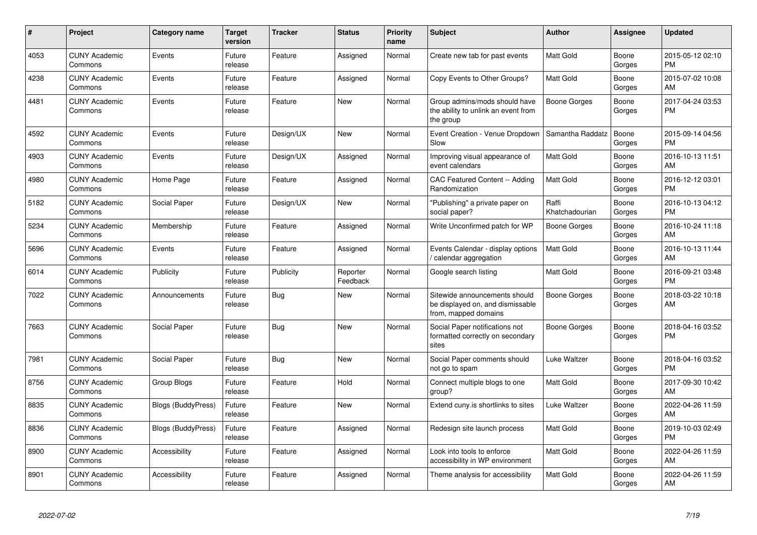| # | Project | Category name | Target version | Tracker | Status | Priority name | Subject | Author | Assignee | Updated |
|---|---|---|---|---|---|---|---|---|---|---|
| 4053 | CUNY Academic Commons | Events | Future release | Feature | Assigned | Normal | Create new tab for past events | Matt Gold | Boone Gorges | 2015-05-12 02:10 PM |
| 4238 | CUNY Academic Commons | Events | Future release | Feature | Assigned | Normal | Copy Events to Other Groups? | Matt Gold | Boone Gorges | 2015-07-02 10:08 AM |
| 4481 | CUNY Academic Commons | Events | Future release | Feature | New | Normal | Group admins/mods should have the ability to unlink an event from the group | Boone Gorges | Boone Gorges | 2017-04-24 03:53 PM |
| 4592 | CUNY Academic Commons | Events | Future release | Design/UX | New | Normal | Event Creation - Venue Dropdown Slow | Samantha Raddatz | Boone Gorges | 2015-09-14 04:56 PM |
| 4903 | CUNY Academic Commons | Events | Future release | Design/UX | Assigned | Normal | Improving visual appearance of event calendars | Matt Gold | Boone Gorges | 2016-10-13 11:51 AM |
| 4980 | CUNY Academic Commons | Home Page | Future release | Feature | Assigned | Normal | CAC Featured Content -- Adding Randomization | Matt Gold | Boone Gorges | 2016-12-12 03:01 PM |
| 5182 | CUNY Academic Commons | Social Paper | Future release | Design/UX | New | Normal | "Publishing" a private paper on social paper? | Raffi Khatchadourian | Boone Gorges | 2016-10-13 04:12 PM |
| 5234 | CUNY Academic Commons | Membership | Future release | Feature | Assigned | Normal | Write Unconfirmed patch for WP | Boone Gorges | Boone Gorges | 2016-10-24 11:18 AM |
| 5696 | CUNY Academic Commons | Events | Future release | Feature | Assigned | Normal | Events Calendar - display options / calendar aggregation | Matt Gold | Boone Gorges | 2016-10-13 11:44 AM |
| 6014 | CUNY Academic Commons | Publicity | Future release | Publicity | Reporter Feedback | Normal | Google search listing | Matt Gold | Boone Gorges | 2016-09-21 03:48 PM |
| 7022 | CUNY Academic Commons | Announcements | Future release | Bug | New | Normal | Sitewide announcements should be displayed on, and dismissable from, mapped domains | Boone Gorges | Boone Gorges | 2018-03-22 10:18 AM |
| 7663 | CUNY Academic Commons | Social Paper | Future release | Bug | New | Normal | Social Paper notifications not formatted correctly on secondary sites | Boone Gorges | Boone Gorges | 2018-04-16 03:52 PM |
| 7981 | CUNY Academic Commons | Social Paper | Future release | Bug | New | Normal | Social Paper comments should not go to spam | Luke Waltzer | Boone Gorges | 2018-04-16 03:52 PM |
| 8756 | CUNY Academic Commons | Group Blogs | Future release | Feature | Hold | Normal | Connect multiple blogs to one group? | Matt Gold | Boone Gorges | 2017-09-30 10:42 AM |
| 8835 | CUNY Academic Commons | Blogs (BuddyPress) | Future release | Feature | New | Normal | Extend cuny.is shortlinks to sites | Luke Waltzer | Boone Gorges | 2022-04-26 11:59 AM |
| 8836 | CUNY Academic Commons | Blogs (BuddyPress) | Future release | Feature | Assigned | Normal | Redesign site launch process | Matt Gold | Boone Gorges | 2019-10-03 02:49 PM |
| 8900 | CUNY Academic Commons | Accessibility | Future release | Feature | Assigned | Normal | Look into tools to enforce accessibility in WP environment | Matt Gold | Boone Gorges | 2022-04-26 11:59 AM |
| 8901 | CUNY Academic Commons | Accessibility | Future release | Feature | Assigned | Normal | Theme analysis for accessibility | Matt Gold | Boone Gorges | 2022-04-26 11:59 AM |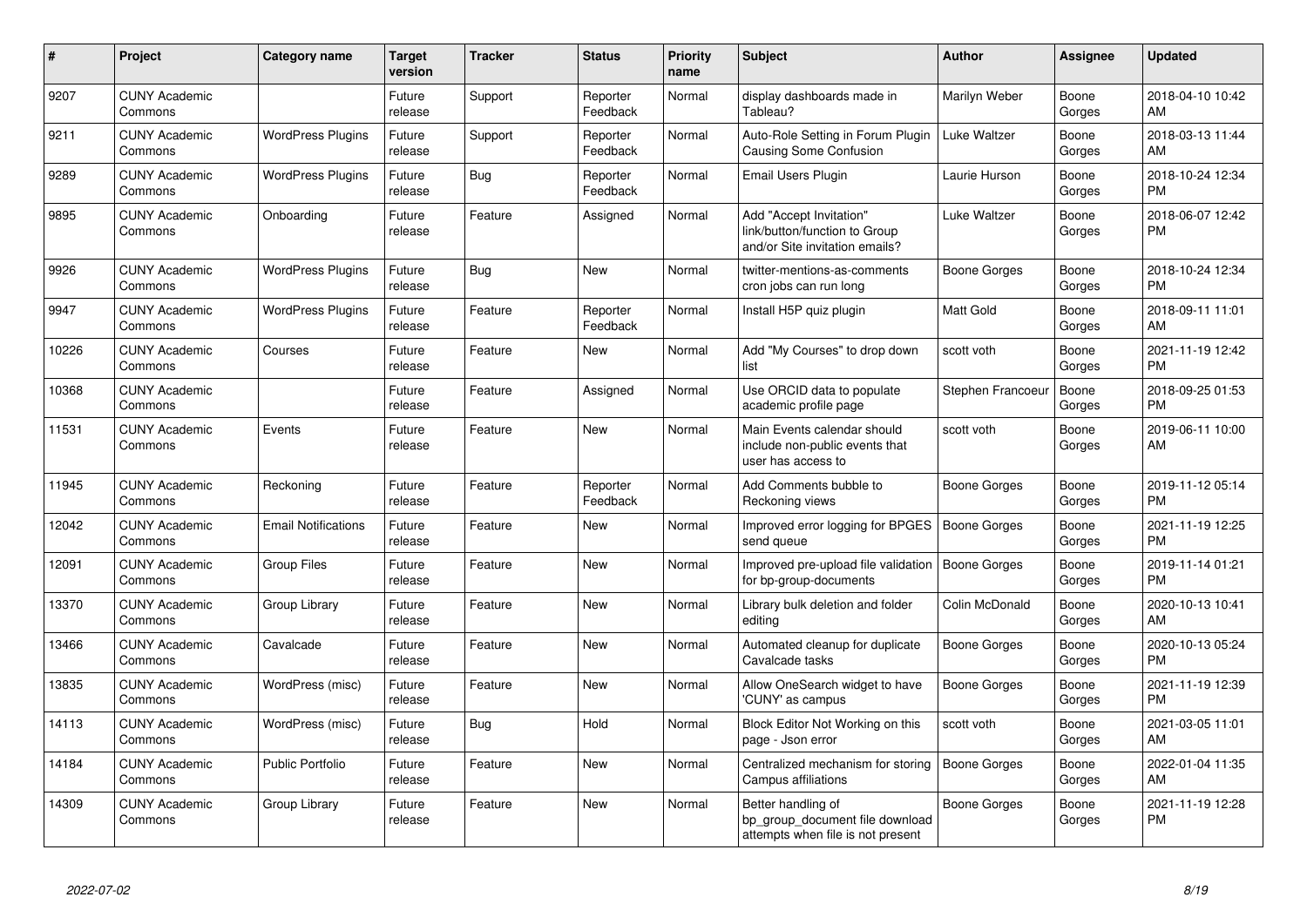| # | Project | Category name | Target version | Tracker | Status | Priority name | Subject | Author | Assignee | Updated |
|---|---|---|---|---|---|---|---|---|---|---|
| 9207 | CUNY Academic Commons | | Future release | Support | Reporter Feedback | Normal | display dashboards made in Tableau? | Marilyn Weber | Boone Gorges | 2018-04-10 10:42 AM |
| 9211 | CUNY Academic Commons | WordPress Plugins | Future release | Support | Reporter Feedback | Normal | Auto-Role Setting in Forum Plugin Causing Some Confusion | Luke Waltzer | Boone Gorges | 2018-03-13 11:44 AM |
| 9289 | CUNY Academic Commons | WordPress Plugins | Future release | Bug | Reporter Feedback | Normal | Email Users Plugin | Laurie Hurson | Boone Gorges | 2018-10-24 12:34 PM |
| 9895 | CUNY Academic Commons | Onboarding | Future release | Feature | Assigned | Normal | Add "Accept Invitation" link/button/function to Group and/or Site invitation emails? | Luke Waltzer | Boone Gorges | 2018-06-07 12:42 PM |
| 9926 | CUNY Academic Commons | WordPress Plugins | Future release | Bug | New | Normal | twitter-mentions-as-comments cron jobs can run long | Boone Gorges | Boone Gorges | 2018-10-24 12:34 PM |
| 9947 | CUNY Academic Commons | WordPress Plugins | Future release | Feature | Reporter Feedback | Normal | Install H5P quiz plugin | Matt Gold | Boone Gorges | 2018-09-11 11:01 AM |
| 10226 | CUNY Academic Commons | Courses | Future release | Feature | New | Normal | Add "My Courses" to drop down list | scott voth | Boone Gorges | 2021-11-19 12:42 PM |
| 10368 | CUNY Academic Commons | | Future release | Feature | Assigned | Normal | Use ORCID data to populate academic profile page | Stephen Francoeur | Boone Gorges | 2018-09-25 01:53 PM |
| 11531 | CUNY Academic Commons | Events | Future release | Feature | New | Normal | Main Events calendar should include non-public events that user has access to | scott voth | Boone Gorges | 2019-06-11 10:00 AM |
| 11945 | CUNY Academic Commons | Reckoning | Future release | Feature | Reporter Feedback | Normal | Add Comments bubble to Reckoning views | Boone Gorges | Boone Gorges | 2019-11-12 05:14 PM |
| 12042 | CUNY Academic Commons | Email Notifications | Future release | Feature | New | Normal | Improved error logging for BPGES send queue | Boone Gorges | Boone Gorges | 2021-11-19 12:25 PM |
| 12091 | CUNY Academic Commons | Group Files | Future release | Feature | New | Normal | Improved pre-upload file validation for bp-group-documents | Boone Gorges | Boone Gorges | 2019-11-14 01:21 PM |
| 13370 | CUNY Academic Commons | Group Library | Future release | Feature | New | Normal | Library bulk deletion and folder editing | Colin McDonald | Boone Gorges | 2020-10-13 10:41 AM |
| 13466 | CUNY Academic Commons | Cavalcade | Future release | Feature | New | Normal | Automated cleanup for duplicate Cavalcade tasks | Boone Gorges | Boone Gorges | 2020-10-13 05:24 PM |
| 13835 | CUNY Academic Commons | WordPress (misc) | Future release | Feature | New | Normal | Allow OneSearch widget to have 'CUNY' as campus | Boone Gorges | Boone Gorges | 2021-11-19 12:39 PM |
| 14113 | CUNY Academic Commons | WordPress (misc) | Future release | Bug | Hold | Normal | Block Editor Not Working on this page - Json error | scott voth | Boone Gorges | 2021-03-05 11:01 AM |
| 14184 | CUNY Academic Commons | Public Portfolio | Future release | Feature | New | Normal | Centralized mechanism for storing Campus affiliations | Boone Gorges | Boone Gorges | 2022-01-04 11:35 AM |
| 14309 | CUNY Academic Commons | Group Library | Future release | Feature | New | Normal | Better handling of bp_group_document file download attempts when file is not present | Boone Gorges | Boone Gorges | 2021-11-19 12:28 PM |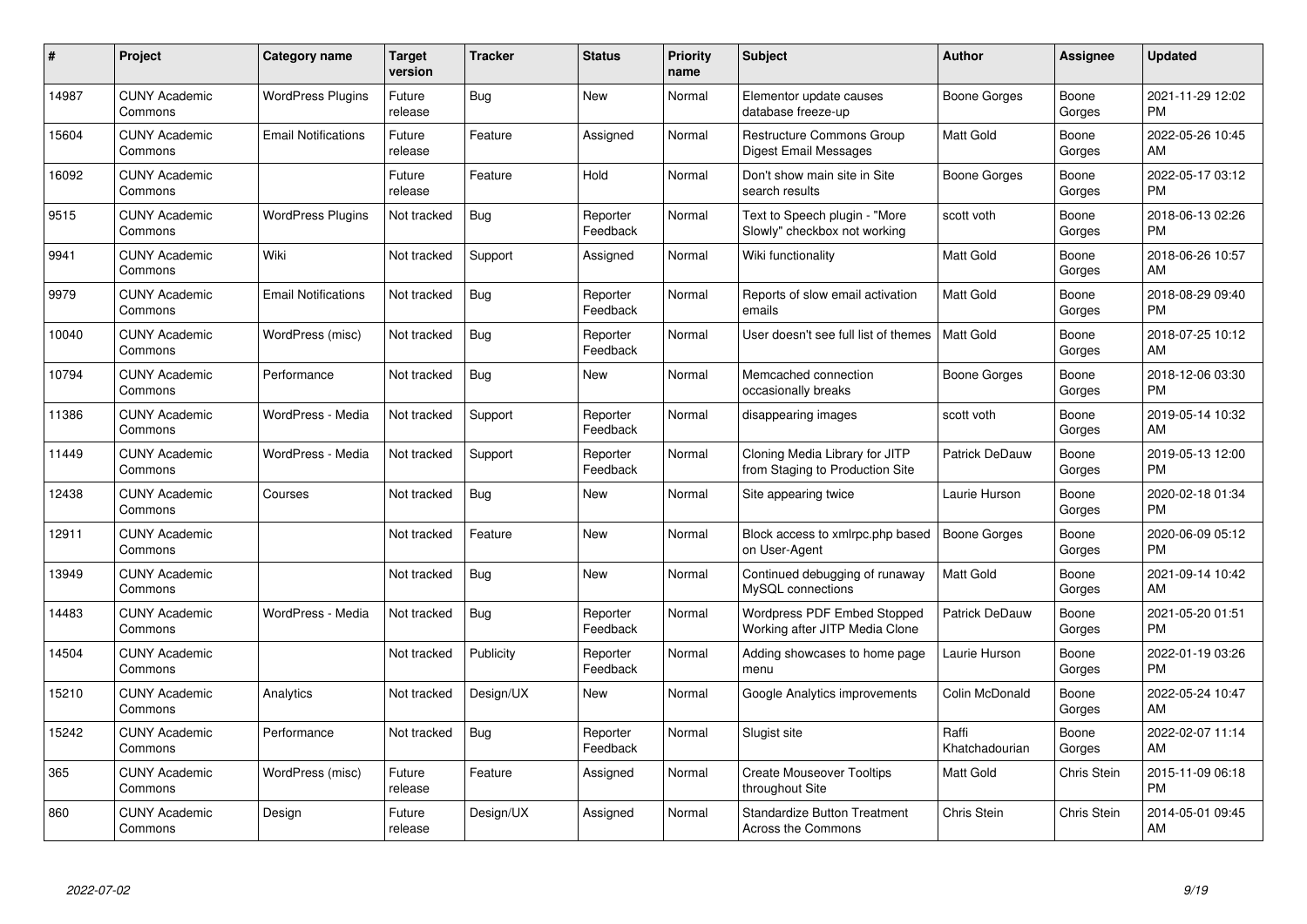| # | Project | Category name | Target version | Tracker | Status | Priority name | Subject | Author | Assignee | Updated |
|---|---|---|---|---|---|---|---|---|---|---|
| 14987 | CUNY Academic Commons | WordPress Plugins | Future release | Bug | New | Normal | Elementor update causes database freeze-up | Boone Gorges | Boone Gorges | 2021-11-29 12:02 PM |
| 15604 | CUNY Academic Commons | Email Notifications | Future release | Feature | Assigned | Normal | Restructure Commons Group Digest Email Messages | Matt Gold | Boone Gorges | 2022-05-26 10:45 AM |
| 16092 | CUNY Academic Commons | | Future release | Feature | Hold | Normal | Don't show main site in Site search results | Boone Gorges | Boone Gorges | 2022-05-17 03:12 PM |
| 9515 | CUNY Academic Commons | WordPress Plugins | Not tracked | Bug | Reporter Feedback | Normal | Text to Speech plugin - "More Slowly" checkbox not working | scott voth | Boone Gorges | 2018-06-13 02:26 PM |
| 9941 | CUNY Academic Commons | Wiki | Not tracked | Support | Assigned | Normal | Wiki functionality | Matt Gold | Boone Gorges | 2018-06-26 10:57 AM |
| 9979 | CUNY Academic Commons | Email Notifications | Not tracked | Bug | Reporter Feedback | Normal | Reports of slow email activation emails | Matt Gold | Boone Gorges | 2018-08-29 09:40 PM |
| 10040 | CUNY Academic Commons | WordPress (misc) | Not tracked | Bug | Reporter Feedback | Normal | User doesn't see full list of themes | Matt Gold | Boone Gorges | 2018-07-25 10:12 AM |
| 10794 | CUNY Academic Commons | Performance | Not tracked | Bug | New | Normal | Memcached connection occasionally breaks | Boone Gorges | Boone Gorges | 2018-12-06 03:30 PM |
| 11386 | CUNY Academic Commons | WordPress - Media | Not tracked | Support | Reporter Feedback | Normal | disappearing images | scott voth | Boone Gorges | 2019-05-14 10:32 AM |
| 11449 | CUNY Academic Commons | WordPress - Media | Not tracked | Support | Reporter Feedback | Normal | Cloning Media Library for JITP from Staging to Production Site | Patrick DeDauw | Boone Gorges | 2019-05-13 12:00 PM |
| 12438 | CUNY Academic Commons | Courses | Not tracked | Bug | New | Normal | Site appearing twice | Laurie Hurson | Boone Gorges | 2020-02-18 01:34 PM |
| 12911 | CUNY Academic Commons | | Not tracked | Feature | New | Normal | Block access to xmlrpc.php based on User-Agent | Boone Gorges | Boone Gorges | 2020-06-09 05:12 PM |
| 13949 | CUNY Academic Commons | | Not tracked | Bug | New | Normal | Continued debugging of runaway MySQL connections | Matt Gold | Boone Gorges | 2021-09-14 10:42 AM |
| 14483 | CUNY Academic Commons | WordPress - Media | Not tracked | Bug | Reporter Feedback | Normal | Wordpress PDF Embed Stopped Working after JITP Media Clone | Patrick DeDauw | Boone Gorges | 2021-05-20 01:51 PM |
| 14504 | CUNY Academic Commons | | Not tracked | Publicity | Reporter Feedback | Normal | Adding showcases to home page menu | Laurie Hurson | Boone Gorges | 2022-01-19 03:26 PM |
| 15210 | CUNY Academic Commons | Analytics | Not tracked | Design/UX | New | Normal | Google Analytics improvements | Colin McDonald | Boone Gorges | 2022-05-24 10:47 AM |
| 15242 | CUNY Academic Commons | Performance | Not tracked | Bug | Reporter Feedback | Normal | Slugist site | Raffi Khatchadourian | Boone Gorges | 2022-02-07 11:14 AM |
| 365 | CUNY Academic Commons | WordPress (misc) | Future release | Feature | Assigned | Normal | Create Mouseover Tooltips throughout Site | Matt Gold | Chris Stein | 2015-11-09 06:18 PM |
| 860 | CUNY Academic Commons | Design | Future release | Design/UX | Assigned | Normal | Standardize Button Treatment Across the Commons | Chris Stein | Chris Stein | 2014-05-01 09:45 AM |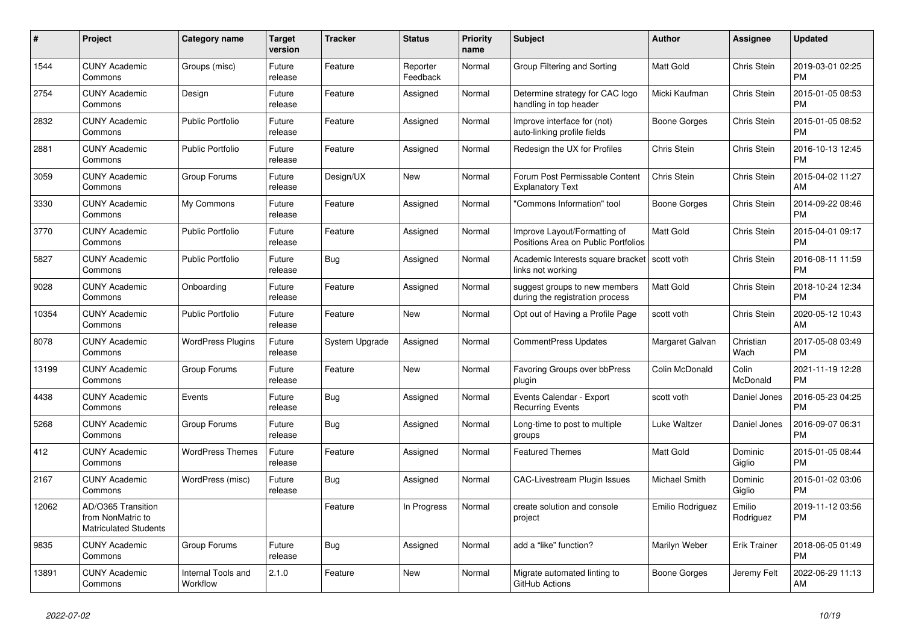| # | Project | Category name | Target version | Tracker | Status | Priority name | Subject | Author | Assignee | Updated |
|---|---|---|---|---|---|---|---|---|---|---|
| 1544 | CUNY Academic Commons | Groups (misc) | Future release | Feature | Reporter Feedback | Normal | Group Filtering and Sorting | Matt Gold | Chris Stein | 2019-03-01 02:25 PM |
| 2754 | CUNY Academic Commons | Design | Future release | Feature | Assigned | Normal | Determine strategy for CAC logo handling in top header | Micki Kaufman | Chris Stein | 2015-01-05 08:53 PM |
| 2832 | CUNY Academic Commons | Public Portfolio | Future release | Feature | Assigned | Normal | Improve interface for (not) auto-linking profile fields | Boone Gorges | Chris Stein | 2015-01-05 08:52 PM |
| 2881 | CUNY Academic Commons | Public Portfolio | Future release | Feature | Assigned | Normal | Redesign the UX for Profiles | Chris Stein | Chris Stein | 2016-10-13 12:45 PM |
| 3059 | CUNY Academic Commons | Group Forums | Future release | Design/UX | New | Normal | Forum Post Permissable Content Explanatory Text | Chris Stein | Chris Stein | 2015-04-02 11:27 AM |
| 3330 | CUNY Academic Commons | My Commons | Future release | Feature | Assigned | Normal | "Commons Information" tool | Boone Gorges | Chris Stein | 2014-09-22 08:46 PM |
| 3770 | CUNY Academic Commons | Public Portfolio | Future release | Feature | Assigned | Normal | Improve Layout/Formatting of Positions Area on Public Portfolios | Matt Gold | Chris Stein | 2015-04-01 09:17 PM |
| 5827 | CUNY Academic Commons | Public Portfolio | Future release | Bug | Assigned | Normal | Academic Interests square bracket links not working | scott voth | Chris Stein | 2016-08-11 11:59 PM |
| 9028 | CUNY Academic Commons | Onboarding | Future release | Feature | Assigned | Normal | suggest groups to new members during the registration process | Matt Gold | Chris Stein | 2018-10-24 12:34 PM |
| 10354 | CUNY Academic Commons | Public Portfolio | Future release | Feature | New | Normal | Opt out of Having a Profile Page | scott voth | Chris Stein | 2020-05-12 10:43 AM |
| 8078 | CUNY Academic Commons | WordPress Plugins | Future release | System Upgrade | Assigned | Normal | CommentPress Updates | Margaret Galvan | Christian Wach | 2017-05-08 03:49 PM |
| 13199 | CUNY Academic Commons | Group Forums | Future release | Feature | New | Normal | Favoring Groups over bbPress plugin | Colin McDonald | Colin McDonald | 2021-11-19 12:28 PM |
| 4438 | CUNY Academic Commons | Events | Future release | Bug | Assigned | Normal | Events Calendar - Export Recurring Events | scott voth | Daniel Jones | 2016-05-23 04:25 PM |
| 5268 | CUNY Academic Commons | Group Forums | Future release | Bug | Assigned | Normal | Long-time to post to multiple groups | Luke Waltzer | Daniel Jones | 2016-09-07 06:31 PM |
| 412 | CUNY Academic Commons | WordPress Themes | Future release | Feature | Assigned | Normal | Featured Themes | Matt Gold | Dominic Giglio | 2015-01-05 08:44 PM |
| 2167 | CUNY Academic Commons | WordPress (misc) | Future release | Bug | Assigned | Normal | CAC-Livestream Plugin Issues | Michael Smith | Dominic Giglio | 2015-01-02 03:06 PM |
| 12062 | AD/O365 Transition from NonMatric to Matriculated Students | | | Feature | In Progress | Normal | create solution and console project | Emilio Rodriguez | Emilio Rodriguez | 2019-11-12 03:56 PM |
| 9835 | CUNY Academic Commons | Group Forums | Future release | Bug | Assigned | Normal | add a "like" function? | Marilyn Weber | Erik Trainer | 2018-06-05 01:49 PM |
| 13891 | CUNY Academic Commons | Internal Tools and Workflow | 2.1.0 | Feature | New | Normal | Migrate automated linting to GitHub Actions | Boone Gorges | Jeremy Felt | 2022-06-29 11:13 AM |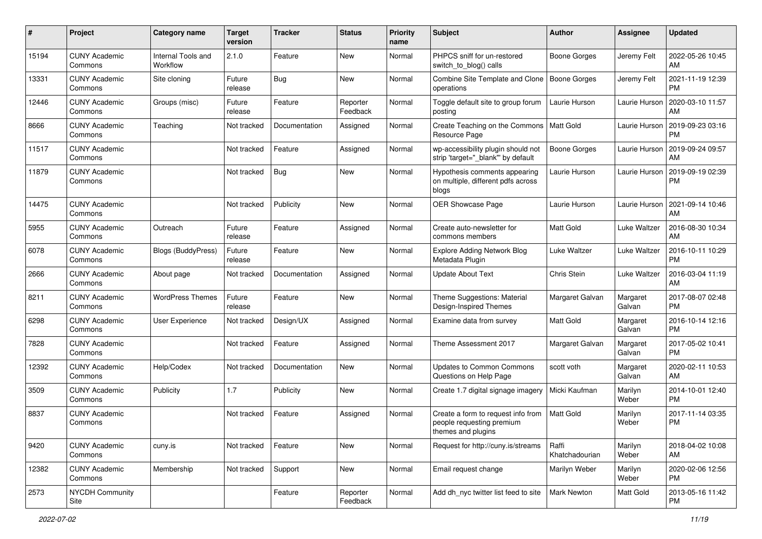| # | Project | Category name | Target version | Tracker | Status | Priority name | Subject | Author | Assignee | Updated |
|---|---|---|---|---|---|---|---|---|---|---|
| 15194 | CUNY Academic Commons | Internal Tools and Workflow | 2.1.0 | Feature | New | Normal | PHPCS sniff for un-restored switch_to_blog() calls | Boone Gorges | Jeremy Felt | 2022-05-26 10:45 AM |
| 13331 | CUNY Academic Commons | Site cloning | Future release | Bug | New | Normal | Combine Site Template and Clone operations | Boone Gorges | Jeremy Felt | 2021-11-19 12:39 PM |
| 12446 | CUNY Academic Commons | Groups (misc) | Future release | Feature | Reporter Feedback | Normal | Toggle default site to group forum posting | Laurie Hurson | Laurie Hurson | 2020-03-10 11:57 AM |
| 8666 | CUNY Academic Commons | Teaching | Not tracked | Documentation | Assigned | Normal | Create Teaching on the Commons Resource Page | Matt Gold | Laurie Hurson | 2019-09-23 03:16 PM |
| 11517 | CUNY Academic Commons | | Not tracked | Feature | Assigned | Normal | wp-accessibility plugin should not strip 'target="_blank"' by default | Boone Gorges | Laurie Hurson | 2019-09-24 09:57 AM |
| 11879 | CUNY Academic Commons | | Not tracked | Bug | New | Normal | Hypothesis comments appearing on multiple, different pdfs across blogs | Laurie Hurson | Laurie Hurson | 2019-09-19 02:39 PM |
| 14475 | CUNY Academic Commons | | Not tracked | Publicity | New | Normal | OER Showcase Page | Laurie Hurson | Laurie Hurson | 2021-09-14 10:46 AM |
| 5955 | CUNY Academic Commons | Outreach | Future release | Feature | Assigned | Normal | Create auto-newsletter for commons members | Matt Gold | Luke Waltzer | 2016-08-30 10:34 AM |
| 6078 | CUNY Academic Commons | Blogs (BuddyPress) | Future release | Feature | New | Normal | Explore Adding Network Blog Metadata Plugin | Luke Waltzer | Luke Waltzer | 2016-10-11 10:29 PM |
| 2666 | CUNY Academic Commons | About page | Not tracked | Documentation | Assigned | Normal | Update About Text | Chris Stein | Luke Waltzer | 2016-03-04 11:19 AM |
| 8211 | CUNY Academic Commons | WordPress Themes | Future release | Feature | New | Normal | Theme Suggestions: Material Design-Inspired Themes | Margaret Galvan | Margaret Galvan | 2017-08-07 02:48 PM |
| 6298 | CUNY Academic Commons | User Experience | Not tracked | Design/UX | Assigned | Normal | Examine data from survey | Matt Gold | Margaret Galvan | 2016-10-14 12:16 PM |
| 7828 | CUNY Academic Commons | | Not tracked | Feature | Assigned | Normal | Theme Assessment 2017 | Margaret Galvan | Margaret Galvan | 2017-05-02 10:41 PM |
| 12392 | CUNY Academic Commons | Help/Codex | Not tracked | Documentation | New | Normal | Updates to Common Commons Questions on Help Page | scott voth | Margaret Galvan | 2020-02-11 10:53 AM |
| 3509 | CUNY Academic Commons | Publicity | 1.7 | Publicity | New | Normal | Create 1.7 digital signage imagery | Micki Kaufman | Marilyn Weber | 2014-10-01 12:40 PM |
| 8837 | CUNY Academic Commons | | Not tracked | Feature | Assigned | Normal | Create a form to request info from people requesting premium themes and plugins | Matt Gold | Marilyn Weber | 2017-11-14 03:35 PM |
| 9420 | CUNY Academic Commons | cuny.is | Not tracked | Feature | New | Normal | Request for http://cuny.is/streams | Raffi Khatchadourian | Marilyn Weber | 2018-04-02 10:08 AM |
| 12382 | CUNY Academic Commons | Membership | Not tracked | Support | New | Normal | Email request change | Marilyn Weber | Marilyn Weber | 2020-02-06 12:56 PM |
| 2573 | NYCDH Community Site | | | Feature | Reporter Feedback | Normal | Add dh_nyc twitter list feed to site | Mark Newton | Matt Gold | 2013-05-16 11:42 PM |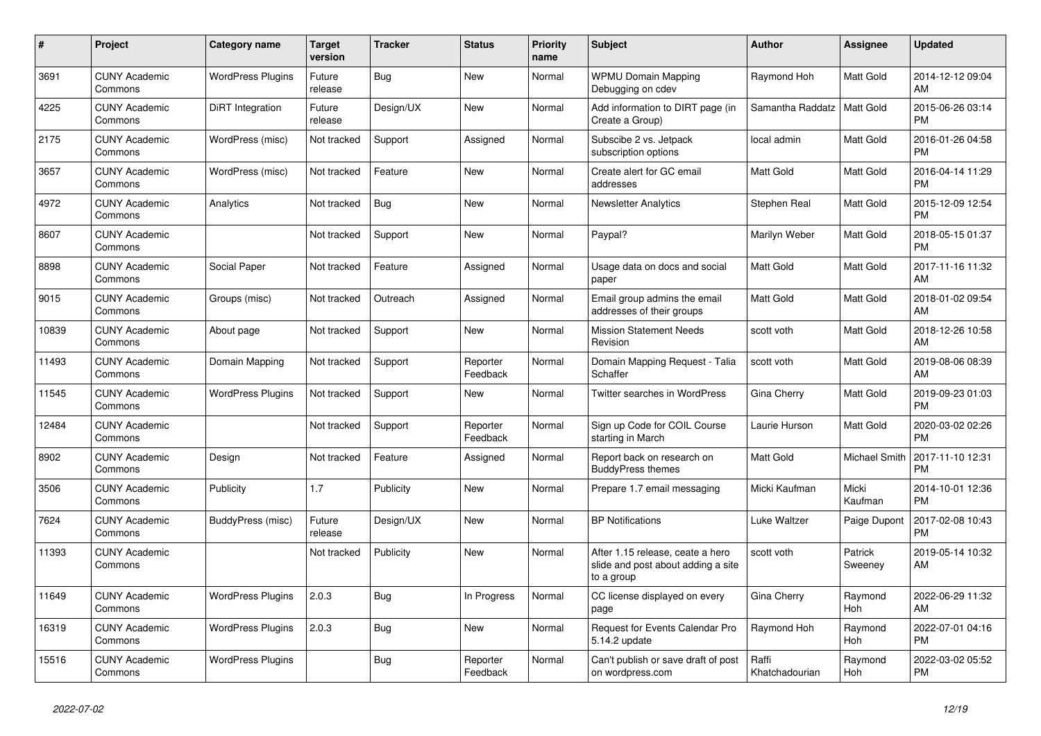| # | Project | Category name | Target version | Tracker | Status | Priority name | Subject | Author | Assignee | Updated |
|---|---|---|---|---|---|---|---|---|---|---|
| 3691 | CUNY Academic Commons | WordPress Plugins | Future release | Bug | New | Normal | WPMU Domain Mapping Debugging on cdev | Raymond Hoh | Matt Gold | 2014-12-12 09:04 AM |
| 4225 | CUNY Academic Commons | DiRT Integration | Future release | Design/UX | New | Normal | Add information to DIRT page (in Create a Group) | Samantha Raddatz | Matt Gold | 2015-06-26 03:14 PM |
| 2175 | CUNY Academic Commons | WordPress (misc) | Not tracked | Support | Assigned | Normal | Subscibe 2 vs. Jetpack subscription options | local admin | Matt Gold | 2016-01-26 04:58 PM |
| 3657 | CUNY Academic Commons | WordPress (misc) | Not tracked | Feature | New | Normal | Create alert for GC email addresses | Matt Gold | Matt Gold | 2016-04-14 11:29 PM |
| 4972 | CUNY Academic Commons | Analytics | Not tracked | Bug | New | Normal | Newsletter Analytics | Stephen Real | Matt Gold | 2015-12-09 12:54 PM |
| 8607 | CUNY Academic Commons | | Not tracked | Support | New | Normal | Paypal? | Marilyn Weber | Matt Gold | 2018-05-15 01:37 PM |
| 8898 | CUNY Academic Commons | Social Paper | Not tracked | Feature | Assigned | Normal | Usage data on docs and social paper | Matt Gold | Matt Gold | 2017-11-16 11:32 AM |
| 9015 | CUNY Academic Commons | Groups (misc) | Not tracked | Outreach | Assigned | Normal | Email group admins the email addresses of their groups | Matt Gold | Matt Gold | 2018-01-02 09:54 AM |
| 10839 | CUNY Academic Commons | About page | Not tracked | Support | New | Normal | Mission Statement Needs Revision | scott voth | Matt Gold | 2018-12-26 10:58 AM |
| 11493 | CUNY Academic Commons | Domain Mapping | Not tracked | Support | Reporter Feedback | Normal | Domain Mapping Request - Talia Schaffer | scott voth | Matt Gold | 2019-08-06 08:39 AM |
| 11545 | CUNY Academic Commons | WordPress Plugins | Not tracked | Support | New | Normal | Twitter searches in WordPress | Gina Cherry | Matt Gold | 2019-09-23 01:03 PM |
| 12484 | CUNY Academic Commons | | Not tracked | Support | Reporter Feedback | Normal | Sign up Code for COIL Course starting in March | Laurie Hurson | Matt Gold | 2020-03-02 02:26 PM |
| 8902 | CUNY Academic Commons | Design | Not tracked | Feature | Assigned | Normal | Report back on research on BuddyPress themes | Matt Gold | Michael Smith | 2017-11-10 12:31 PM |
| 3506 | CUNY Academic Commons | Publicity | 1.7 | Publicity | New | Normal | Prepare 1.7 email messaging | Micki Kaufman | Micki Kaufman | 2014-10-01 12:36 PM |
| 7624 | CUNY Academic Commons | BuddyPress (misc) | Future release | Design/UX | New | Normal | BP Notifications | Luke Waltzer | Paige Dupont | 2017-02-08 10:43 PM |
| 11393 | CUNY Academic Commons | | Not tracked | Publicity | New | Normal | After 1.15 release, ceate a hero slide and post about adding a site to a group | scott voth | Patrick Sweeney | 2019-05-14 10:32 AM |
| 11649 | CUNY Academic Commons | WordPress Plugins | 2.0.3 | Bug | In Progress | Normal | CC license displayed on every page | Gina Cherry | Raymond Hoh | 2022-06-29 11:32 AM |
| 16319 | CUNY Academic Commons | WordPress Plugins | 2.0.3 | Bug | New | Normal | Request for Events Calendar Pro 5.14.2 update | Raymond Hoh | Raymond Hoh | 2022-07-01 04:16 PM |
| 15516 | CUNY Academic Commons | WordPress Plugins | | Bug | Reporter Feedback | Normal | Can't publish or save draft of post on wordpress.com | Raffi Khatchadourian | Raymond Hoh | 2022-03-02 05:52 PM |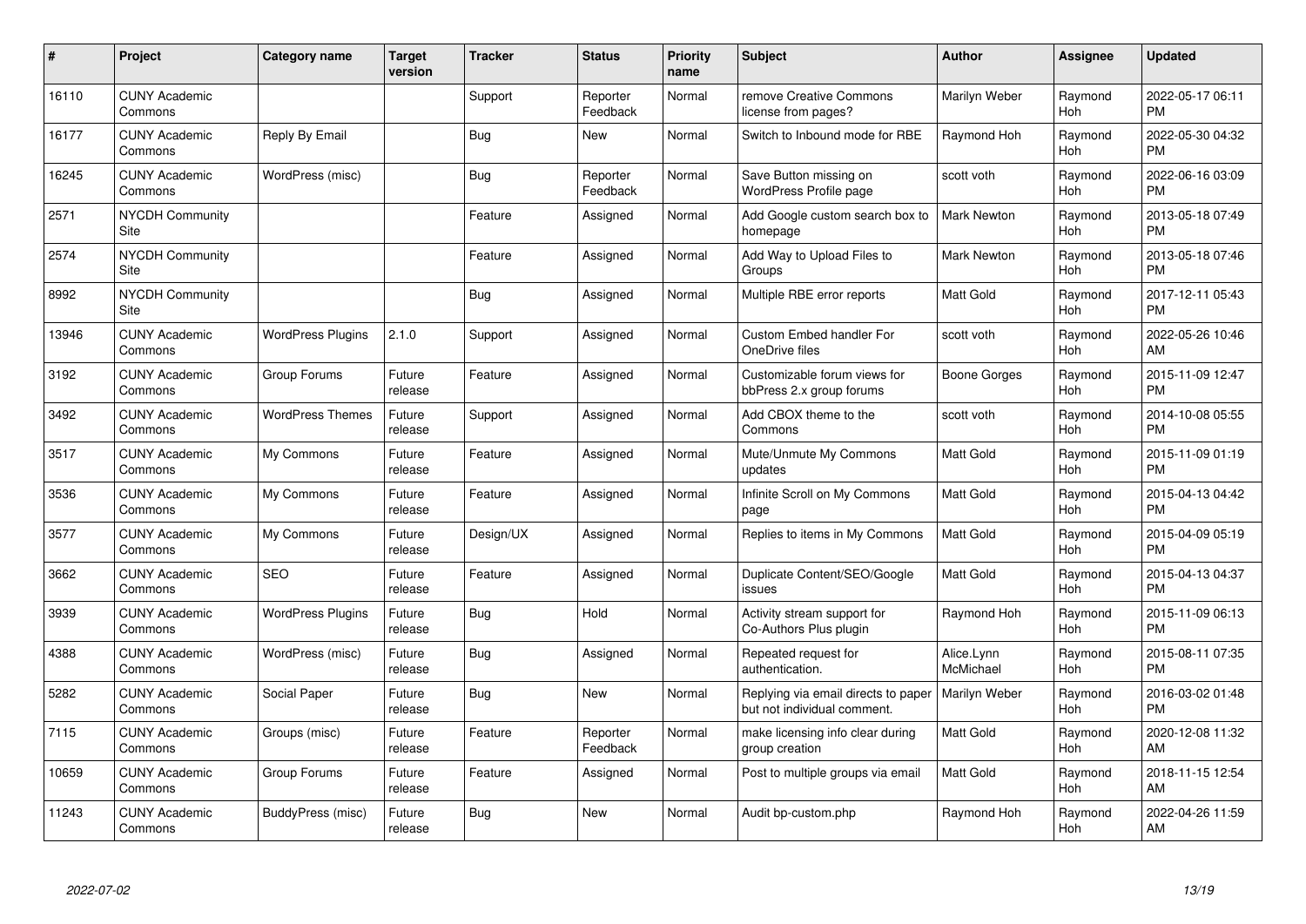| # | Project | Category name | Target version | Tracker | Status | Priority name | Subject | Author | Assignee | Updated |
|---|---|---|---|---|---|---|---|---|---|---|
| 16110 | CUNY Academic Commons | | | Support | Reporter Feedback | Normal | remove Creative Commons license from pages? | Marilyn Weber | Raymond Hoh | 2022-05-17 06:11 PM |
| 16177 | CUNY Academic Commons | Reply By Email | | Bug | New | Normal | Switch to Inbound mode for RBE | Raymond Hoh | Raymond Hoh | 2022-05-30 04:32 PM |
| 16245 | CUNY Academic Commons | WordPress (misc) | | Bug | Reporter Feedback | Normal | Save Button missing on WordPress Profile page | scott voth | Raymond Hoh | 2022-06-16 03:09 PM |
| 2571 | NYCDH Community Site | | | Feature | Assigned | Normal | Add Google custom search box to homepage | Mark Newton | Raymond Hoh | 2013-05-18 07:49 PM |
| 2574 | NYCDH Community Site | | | Feature | Assigned | Normal | Add Way to Upload Files to Groups | Mark Newton | Raymond Hoh | 2013-05-18 07:46 PM |
| 8992 | NYCDH Community Site | | | Bug | Assigned | Normal | Multiple RBE error reports | Matt Gold | Raymond Hoh | 2017-12-11 05:43 PM |
| 13946 | CUNY Academic Commons | WordPress Plugins | 2.1.0 | Support | Assigned | Normal | Custom Embed handler For OneDrive files | scott voth | Raymond Hoh | 2022-05-26 10:46 AM |
| 3192 | CUNY Academic Commons | Group Forums | Future release | Feature | Assigned | Normal | Customizable forum views for bbPress 2.x group forums | Boone Gorges | Raymond Hoh | 2015-11-09 12:47 PM |
| 3492 | CUNY Academic Commons | WordPress Themes | Future release | Support | Assigned | Normal | Add CBOX theme to the Commons | scott voth | Raymond Hoh | 2014-10-08 05:55 PM |
| 3517 | CUNY Academic Commons | My Commons | Future release | Feature | Assigned | Normal | Mute/Unmute My Commons updates | Matt Gold | Raymond Hoh | 2015-11-09 01:19 PM |
| 3536 | CUNY Academic Commons | My Commons | Future release | Feature | Assigned | Normal | Infinite Scroll on My Commons page | Matt Gold | Raymond Hoh | 2015-04-13 04:42 PM |
| 3577 | CUNY Academic Commons | My Commons | Future release | Design/UX | Assigned | Normal | Replies to items in My Commons | Matt Gold | Raymond Hoh | 2015-04-09 05:19 PM |
| 3662 | CUNY Academic Commons | SEO | Future release | Feature | Assigned | Normal | Duplicate Content/SEO/Google issues | Matt Gold | Raymond Hoh | 2015-04-13 04:37 PM |
| 3939 | CUNY Academic Commons | WordPress Plugins | Future release | Bug | Hold | Normal | Activity stream support for Co-Authors Plus plugin | Raymond Hoh | Raymond Hoh | 2015-11-09 06:13 PM |
| 4388 | CUNY Academic Commons | WordPress (misc) | Future release | Bug | Assigned | Normal | Repeated request for authentication. | Alice.Lynn McMichael | Raymond Hoh | 2015-08-11 07:35 PM |
| 5282 | CUNY Academic Commons | Social Paper | Future release | Bug | New | Normal | Replying via email directs to paper but not individual comment. | Marilyn Weber | Raymond Hoh | 2016-03-02 01:48 PM |
| 7115 | CUNY Academic Commons | Groups (misc) | Future release | Feature | Reporter Feedback | Normal | make licensing info clear during group creation | Matt Gold | Raymond Hoh | 2020-12-08 11:32 AM |
| 10659 | CUNY Academic Commons | Group Forums | Future release | Feature | Assigned | Normal | Post to multiple groups via email | Matt Gold | Raymond Hoh | 2018-11-15 12:54 AM |
| 11243 | CUNY Academic Commons | BuddyPress (misc) | Future release | Bug | New | Normal | Audit bp-custom.php | Raymond Hoh | Raymond Hoh | 2022-04-26 11:59 AM |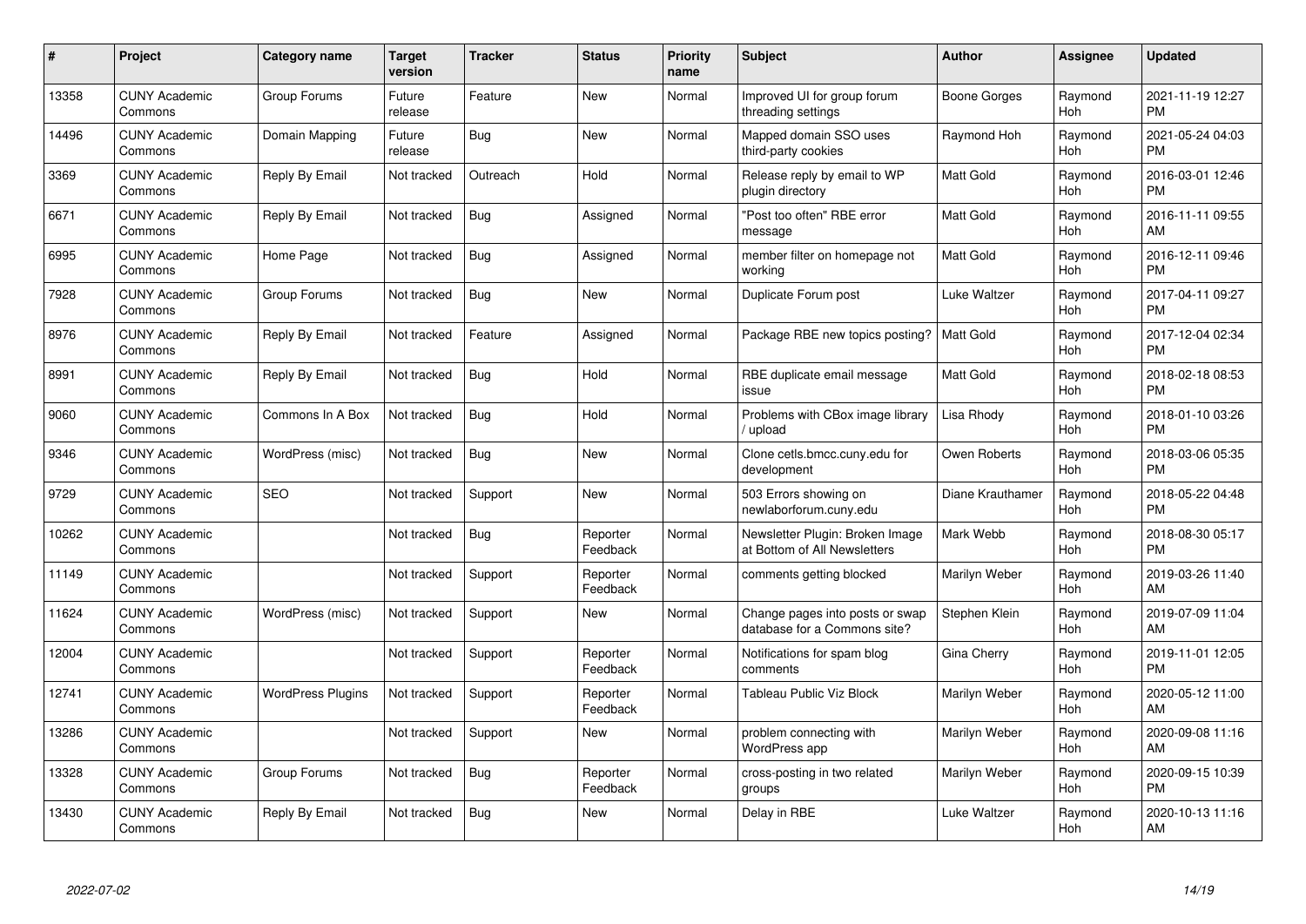| # | Project | Category name | Target version | Tracker | Status | Priority name | Subject | Author | Assignee | Updated |
|---|---|---|---|---|---|---|---|---|---|---|
| 13358 | CUNY Academic Commons | Group Forums | Future release | Feature | New | Normal | Improved UI for group forum threading settings | Boone Gorges | Raymond Hoh | 2021-11-19 12:27 PM |
| 14496 | CUNY Academic Commons | Domain Mapping | Future release | Bug | New | Normal | Mapped domain SSO uses third-party cookies | Raymond Hoh | Raymond Hoh | 2021-05-24 04:03 PM |
| 3369 | CUNY Academic Commons | Reply By Email | Not tracked | Outreach | Hold | Normal | Release reply by email to WP plugin directory | Matt Gold | Raymond Hoh | 2016-03-01 12:46 PM |
| 6671 | CUNY Academic Commons | Reply By Email | Not tracked | Bug | Assigned | Normal | "Post too often" RBE error message | Matt Gold | Raymond Hoh | 2016-11-11 09:55 AM |
| 6995 | CUNY Academic Commons | Home Page | Not tracked | Bug | Assigned | Normal | member filter on homepage not working | Matt Gold | Raymond Hoh | 2016-12-11 09:46 PM |
| 7928 | CUNY Academic Commons | Group Forums | Not tracked | Bug | New | Normal | Duplicate Forum post | Luke Waltzer | Raymond Hoh | 2017-04-11 09:27 PM |
| 8976 | CUNY Academic Commons | Reply By Email | Not tracked | Feature | Assigned | Normal | Package RBE new topics posting? | Matt Gold | Raymond Hoh | 2017-12-04 02:34 PM |
| 8991 | CUNY Academic Commons | Reply By Email | Not tracked | Bug | Hold | Normal | RBE duplicate email message issue | Matt Gold | Raymond Hoh | 2018-02-18 08:53 PM |
| 9060 | CUNY Academic Commons | Commons In A Box | Not tracked | Bug | Hold | Normal | Problems with CBox image library / upload | Lisa Rhody | Raymond Hoh | 2018-01-10 03:26 PM |
| 9346 | CUNY Academic Commons | WordPress (misc) | Not tracked | Bug | New | Normal | Clone cetls.bmcc.cuny.edu for development | Owen Roberts | Raymond Hoh | 2018-03-06 05:35 PM |
| 9729 | CUNY Academic Commons | SEO | Not tracked | Support | New | Normal | 503 Errors showing on newlaborforum.cuny.edu | Diane Krauthamer | Raymond Hoh | 2018-05-22 04:48 PM |
| 10262 | CUNY Academic Commons | | Not tracked | Bug | Reporter Feedback | Normal | Newsletter Plugin: Broken Image at Bottom of All Newsletters | Mark Webb | Raymond Hoh | 2018-08-30 05:17 PM |
| 11149 | CUNY Academic Commons | | Not tracked | Support | Reporter Feedback | Normal | comments getting blocked | Marilyn Weber | Raymond Hoh | 2019-03-26 11:40 AM |
| 11624 | CUNY Academic Commons | WordPress (misc) | Not tracked | Support | New | Normal | Change pages into posts or swap database for a Commons site? | Stephen Klein | Raymond Hoh | 2019-07-09 11:04 AM |
| 12004 | CUNY Academic Commons | | Not tracked | Support | Reporter Feedback | Normal | Notifications for spam blog comments | Gina Cherry | Raymond Hoh | 2019-11-01 12:05 PM |
| 12741 | CUNY Academic Commons | WordPress Plugins | Not tracked | Support | Reporter Feedback | Normal | Tableau Public Viz Block | Marilyn Weber | Raymond Hoh | 2020-05-12 11:00 AM |
| 13286 | CUNY Academic Commons | | Not tracked | Support | New | Normal | problem connecting with WordPress app | Marilyn Weber | Raymond Hoh | 2020-09-08 11:16 AM |
| 13328 | CUNY Academic Commons | Group Forums | Not tracked | Bug | Reporter Feedback | Normal | cross-posting in two related groups | Marilyn Weber | Raymond Hoh | 2020-09-15 10:39 PM |
| 13430 | CUNY Academic Commons | Reply By Email | Not tracked | Bug | New | Normal | Delay in RBE | Luke Waltzer | Raymond Hoh | 2020-10-13 11:16 AM |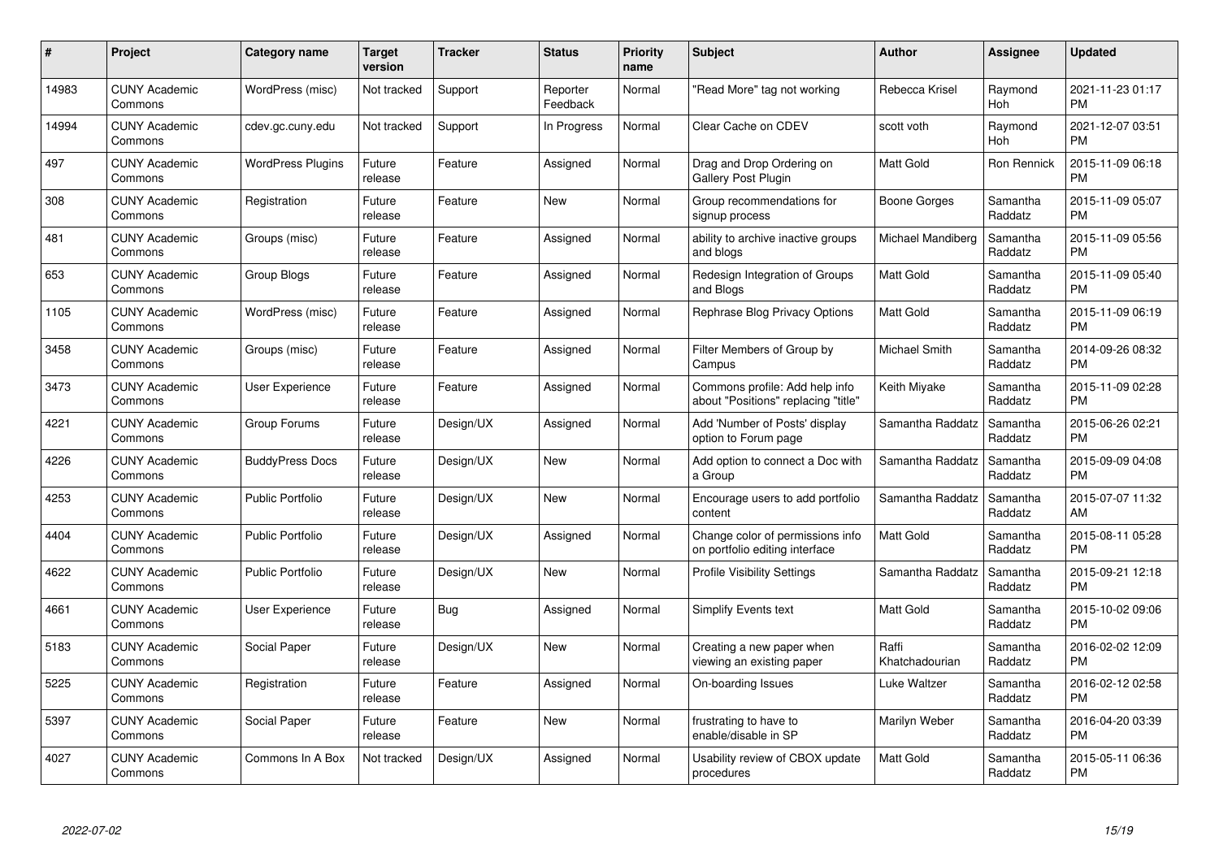| # | Project | Category name | Target version | Tracker | Status | Priority name | Subject | Author | Assignee | Updated |
|---|---|---|---|---|---|---|---|---|---|---|
| 14983 | CUNY Academic Commons | WordPress (misc) | Not tracked | Support | Reporter Feedback | Normal | "Read More" tag not working | Rebecca Krisel | Raymond Hoh | 2021-11-23 01:17 PM |
| 14994 | CUNY Academic Commons | cdev.gc.cuny.edu | Not tracked | Support | In Progress | Normal | Clear Cache on CDEV | scott voth | Raymond Hoh | 2021-12-07 03:51 PM |
| 497 | CUNY Academic Commons | WordPress Plugins | Future release | Feature | Assigned | Normal | Drag and Drop Ordering on Gallery Post Plugin | Matt Gold | Ron Rennick | 2015-11-09 06:18 PM |
| 308 | CUNY Academic Commons | Registration | Future release | Feature | New | Normal | Group recommendations for signup process | Boone Gorges | Samantha Raddatz | 2015-11-09 05:07 PM |
| 481 | CUNY Academic Commons | Groups (misc) | Future release | Feature | Assigned | Normal | ability to archive inactive groups and blogs | Michael Mandiberg | Samantha Raddatz | 2015-11-09 05:56 PM |
| 653 | CUNY Academic Commons | Group Blogs | Future release | Feature | Assigned | Normal | Redesign Integration of Groups and Blogs | Matt Gold | Samantha Raddatz | 2015-11-09 05:40 PM |
| 1105 | CUNY Academic Commons | WordPress (misc) | Future release | Feature | Assigned | Normal | Rephrase Blog Privacy Options | Matt Gold | Samantha Raddatz | 2015-11-09 06:19 PM |
| 3458 | CUNY Academic Commons | Groups (misc) | Future release | Feature | Assigned | Normal | Filter Members of Group by Campus | Michael Smith | Samantha Raddatz | 2014-09-26 08:32 PM |
| 3473 | CUNY Academic Commons | User Experience | Future release | Feature | Assigned | Normal | Commons profile: Add help info about "Positions" replacing "title" | Keith Miyake | Samantha Raddatz | 2015-11-09 02:28 PM |
| 4221 | CUNY Academic Commons | Group Forums | Future release | Design/UX | Assigned | Normal | Add 'Number of Posts' display option to Forum page | Samantha Raddatz | Samantha Raddatz | 2015-06-26 02:21 PM |
| 4226 | CUNY Academic Commons | BuddyPress Docs | Future release | Design/UX | New | Normal | Add option to connect a Doc with a Group | Samantha Raddatz | Samantha Raddatz | 2015-09-09 04:08 PM |
| 4253 | CUNY Academic Commons | Public Portfolio | Future release | Design/UX | New | Normal | Encourage users to add portfolio content | Samantha Raddatz | Samantha Raddatz | 2015-07-07 11:32 AM |
| 4404 | CUNY Academic Commons | Public Portfolio | Future release | Design/UX | Assigned | Normal | Change color of permissions info on portfolio editing interface | Matt Gold | Samantha Raddatz | 2015-08-11 05:28 PM |
| 4622 | CUNY Academic Commons | Public Portfolio | Future release | Design/UX | New | Normal | Profile Visibility Settings | Samantha Raddatz | Samantha Raddatz | 2015-09-21 12:18 PM |
| 4661 | CUNY Academic Commons | User Experience | Future release | Bug | Assigned | Normal | Simplify Events text | Matt Gold | Samantha Raddatz | 2015-10-02 09:06 PM |
| 5183 | CUNY Academic Commons | Social Paper | Future release | Design/UX | New | Normal | Creating a new paper when viewing an existing paper | Raffi Khatchadourian | Samantha Raddatz | 2016-02-02 12:09 PM |
| 5225 | CUNY Academic Commons | Registration | Future release | Feature | Assigned | Normal | On-boarding Issues | Luke Waltzer | Samantha Raddatz | 2016-02-12 02:58 PM |
| 5397 | CUNY Academic Commons | Social Paper | Future release | Feature | New | Normal | frustrating to have to enable/disable in SP | Marilyn Weber | Samantha Raddatz | 2016-04-20 03:39 PM |
| 4027 | CUNY Academic Commons | Commons In A Box | Not tracked | Design/UX | Assigned | Normal | Usability review of CBOX update procedures | Matt Gold | Samantha Raddatz | 2015-05-11 06:36 PM |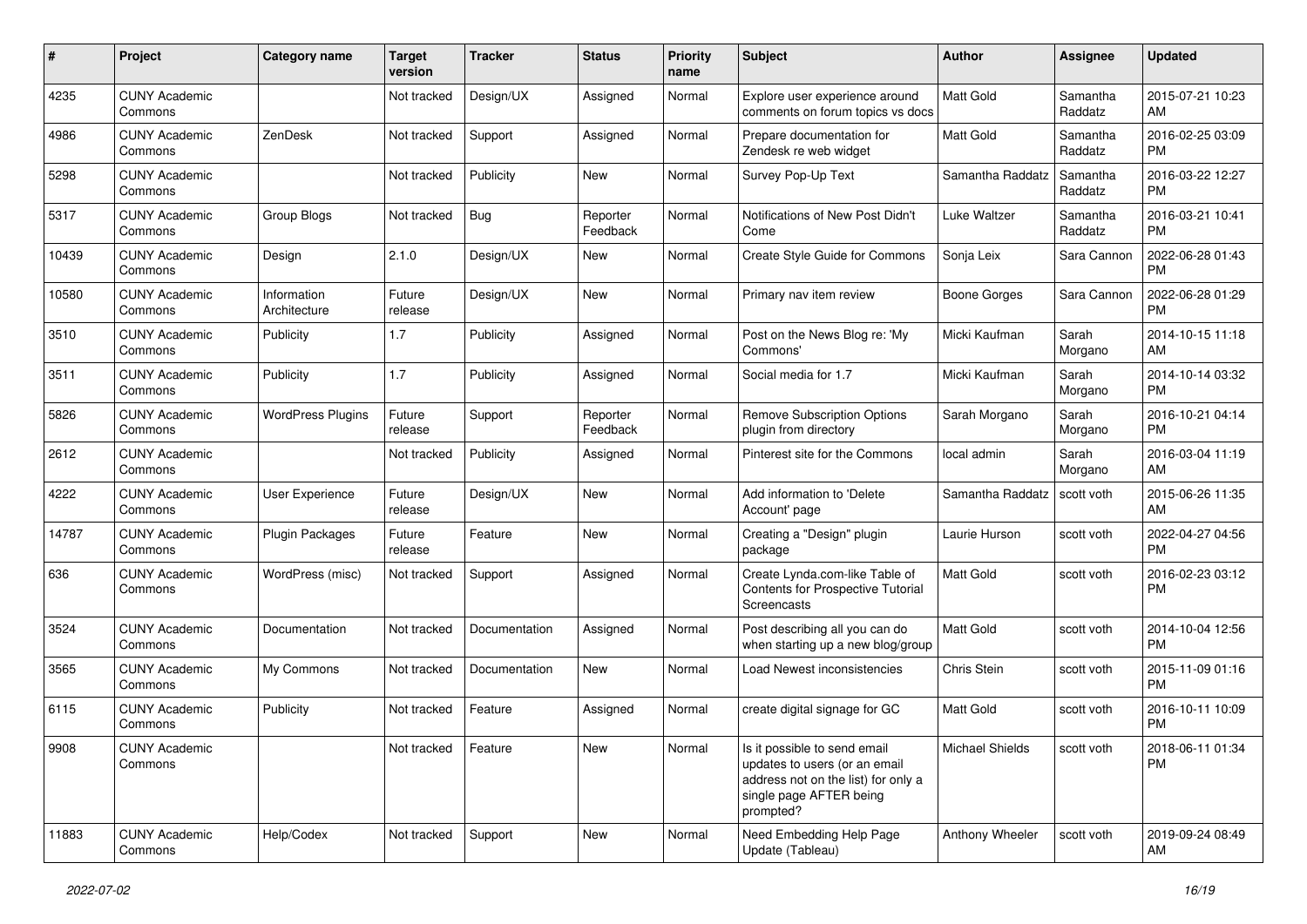| # | Project | Category name | Target version | Tracker | Status | Priority name | Subject | Author | Assignee | Updated |
|---|---|---|---|---|---|---|---|---|---|---|
| 4235 | CUNY Academic Commons | | Not tracked | Design/UX | Assigned | Normal | Explore user experience around comments on forum topics vs docs | Matt Gold | Samantha Raddatz | 2015-07-21 10:23 AM |
| 4986 | CUNY Academic Commons | ZenDesk | Not tracked | Support | Assigned | Normal | Prepare documentation for Zendesk re web widget | Matt Gold | Samantha Raddatz | 2016-02-25 03:09 PM |
| 5298 | CUNY Academic Commons | | Not tracked | Publicity | New | Normal | Survey Pop-Up Text | Samantha Raddatz | Samantha Raddatz | 2016-03-22 12:27 PM |
| 5317 | CUNY Academic Commons | Group Blogs | Not tracked | Bug | Reporter Feedback | Normal | Notifications of New Post Didn't Come | Luke Waltzer | Samantha Raddatz | 2016-03-21 10:41 PM |
| 10439 | CUNY Academic Commons | Design | 2.1.0 | Design/UX | New | Normal | Create Style Guide for Commons | Sonja Leix | Sara Cannon | 2022-06-28 01:43 PM |
| 10580 | CUNY Academic Commons | Information Architecture | Future release | Design/UX | New | Normal | Primary nav item review | Boone Gorges | Sara Cannon | 2022-06-28 01:29 PM |
| 3510 | CUNY Academic Commons | Publicity | 1.7 | Publicity | Assigned | Normal | Post on the News Blog re: 'My Commons' | Micki Kaufman | Sarah Morgano | 2014-10-15 11:18 AM |
| 3511 | CUNY Academic Commons | Publicity | 1.7 | Publicity | Assigned | Normal | Social media for 1.7 | Micki Kaufman | Sarah Morgano | 2014-10-14 03:32 PM |
| 5826 | CUNY Academic Commons | WordPress Plugins | Future release | Support | Reporter Feedback | Normal | Remove Subscription Options plugin from directory | Sarah Morgano | Sarah Morgano | 2016-10-21 04:14 PM |
| 2612 | CUNY Academic Commons | | Not tracked | Publicity | Assigned | Normal | Pinterest site for the Commons | local admin | Sarah Morgano | 2016-03-04 11:19 AM |
| 4222 | CUNY Academic Commons | User Experience | Future release | Design/UX | New | Normal | Add information to 'Delete Account' page | Samantha Raddatz | scott voth | 2015-06-26 11:35 AM |
| 14787 | CUNY Academic Commons | Plugin Packages | Future release | Feature | New | Normal | Creating a "Design" plugin package | Laurie Hurson | scott voth | 2022-04-27 04:56 PM |
| 636 | CUNY Academic Commons | WordPress (misc) | Not tracked | Support | Assigned | Normal | Create Lynda.com-like Table of Contents for Prospective Tutorial Screencasts | Matt Gold | scott voth | 2016-02-23 03:12 PM |
| 3524 | CUNY Academic Commons | Documentation | Not tracked | Documentation | Assigned | Normal | Post describing all you can do when starting up a new blog/group | Matt Gold | scott voth | 2014-10-04 12:56 PM |
| 3565 | CUNY Academic Commons | My Commons | Not tracked | Documentation | New | Normal | Load Newest inconsistencies | Chris Stein | scott voth | 2015-11-09 01:16 PM |
| 6115 | CUNY Academic Commons | Publicity | Not tracked | Feature | Assigned | Normal | create digital signage for GC | Matt Gold | scott voth | 2016-10-11 10:09 PM |
| 9908 | CUNY Academic Commons | | Not tracked | Feature | New | Normal | Is it possible to send email updates to users (or an email address not on the list) for only a single page AFTER being prompted? | Michael Shields | scott voth | 2018-06-11 01:34 PM |
| 11883 | CUNY Academic Commons | Help/Codex | Not tracked | Support | New | Normal | Need Embedding Help Page Update (Tableau) | Anthony Wheeler | scott voth | 2019-09-24 08:49 AM |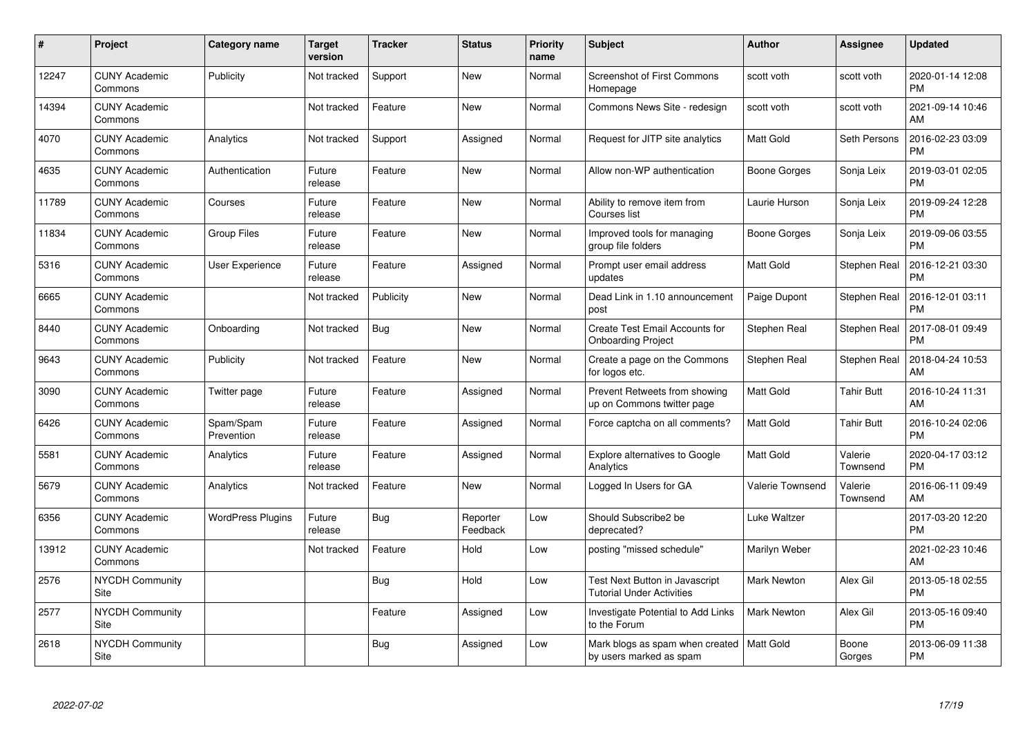| # | Project | Category name | Target version | Tracker | Status | Priority name | Subject | Author | Assignee | Updated |
|---|---|---|---|---|---|---|---|---|---|---|
| 12247 | CUNY Academic Commons | Publicity | Not tracked | Support | New | Normal | Screenshot of First Commons Homepage | scott voth | scott voth | 2020-01-14 12:08 PM |
| 14394 | CUNY Academic Commons | | Not tracked | Feature | New | Normal | Commons News Site - redesign | scott voth | scott voth | 2021-09-14 10:46 AM |
| 4070 | CUNY Academic Commons | Analytics | Not tracked | Support | Assigned | Normal | Request for JITP site analytics | Matt Gold | Seth Persons | 2016-02-23 03:09 PM |
| 4635 | CUNY Academic Commons | Authentication | Future release | Feature | New | Normal | Allow non-WP authentication | Boone Gorges | Sonja Leix | 2019-03-01 02:05 PM |
| 11789 | CUNY Academic Commons | Courses | Future release | Feature | New | Normal | Ability to remove item from Courses list | Laurie Hurson | Sonja Leix | 2019-09-24 12:28 PM |
| 11834 | CUNY Academic Commons | Group Files | Future release | Feature | New | Normal | Improved tools for managing group file folders | Boone Gorges | Sonja Leix | 2019-09-06 03:55 PM |
| 5316 | CUNY Academic Commons | User Experience | Future release | Feature | Assigned | Normal | Prompt user email address updates | Matt Gold | Stephen Real | 2016-12-21 03:30 PM |
| 6665 | CUNY Academic Commons | | Not tracked | Publicity | New | Normal | Dead Link in 1.10 announcement post | Paige Dupont | Stephen Real | 2016-12-01 03:11 PM |
| 8440 | CUNY Academic Commons | Onboarding | Not tracked | Bug | New | Normal | Create Test Email Accounts for Onboarding Project | Stephen Real | Stephen Real | 2017-08-01 09:49 PM |
| 9643 | CUNY Academic Commons | Publicity | Not tracked | Feature | New | Normal | Create a page on the Commons for logos etc. | Stephen Real | Stephen Real | 2018-04-24 10:53 AM |
| 3090 | CUNY Academic Commons | Twitter page | Future release | Feature | Assigned | Normal | Prevent Retweets from showing up on Commons twitter page | Matt Gold | Tahir Butt | 2016-10-24 11:31 AM |
| 6426 | CUNY Academic Commons | Spam/Spam Prevention | Future release | Feature | Assigned | Normal | Force captcha on all comments? | Matt Gold | Tahir Butt | 2016-10-24 02:06 PM |
| 5581 | CUNY Academic Commons | Analytics | Future release | Feature | Assigned | Normal | Explore alternatives to Google Analytics | Matt Gold | Valerie Townsend | 2020-04-17 03:12 PM |
| 5679 | CUNY Academic Commons | Analytics | Not tracked | Feature | New | Normal | Logged In Users for GA | Valerie Townsend | Valerie Townsend | 2016-06-11 09:49 AM |
| 6356 | CUNY Academic Commons | WordPress Plugins | Future release | Bug | Reporter Feedback | Low | Should Subscribe2 be deprecated? | Luke Waltzer | | 2017-03-20 12:20 PM |
| 13912 | CUNY Academic Commons | | Not tracked | Feature | Hold | Low | posting "missed schedule" | Marilyn Weber | | 2021-02-23 10:46 AM |
| 2576 | NYCDH Community Site | | | Bug | Hold | Low | Test Next Button in Javascript Tutorial Under Activities | Mark Newton | Alex Gil | 2013-05-18 02:55 PM |
| 2577 | NYCDH Community Site | | | Feature | Assigned | Low | Investigate Potential to Add Links to the Forum | Mark Newton | Alex Gil | 2013-05-16 09:40 PM |
| 2618 | NYCDH Community Site | | | Bug | Assigned | Low | Mark blogs as spam when created by users marked as spam | Matt Gold | Boone Gorges | 2013-06-09 11:38 PM |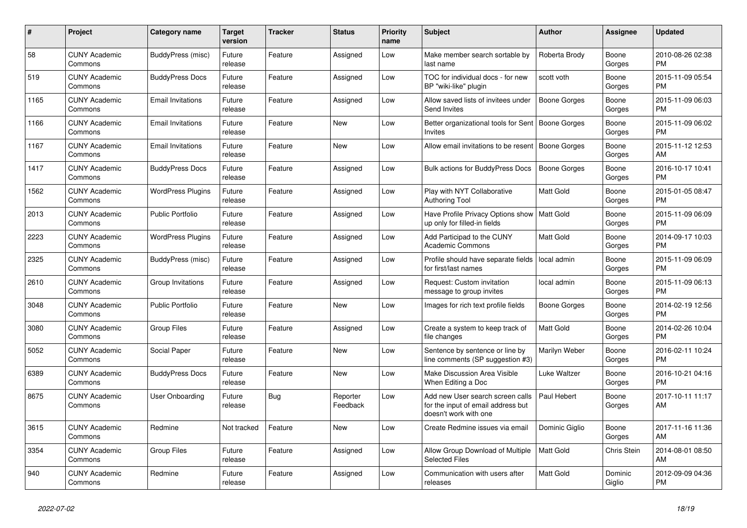| # | Project | Category name | Target version | Tracker | Status | Priority name | Subject | Author | Assignee | Updated |
|---|---|---|---|---|---|---|---|---|---|---|
| 58 | CUNY Academic Commons | BuddyPress (misc) | Future release | Feature | Assigned | Low | Make member search sortable by last name | Roberta Brody | Boone Gorges | 2010-08-26 02:38 PM |
| 519 | CUNY Academic Commons | BuddyPress Docs | Future release | Feature | Assigned | Low | TOC for individual docs - for new BP "wiki-like" plugin | scott voth | Boone Gorges | 2015-11-09 05:54 PM |
| 1165 | CUNY Academic Commons | Email Invitations | Future release | Feature | Assigned | Low | Allow saved lists of invitees under Send Invites | Boone Gorges | Boone Gorges | 2015-11-09 06:03 PM |
| 1166 | CUNY Academic Commons | Email Invitations | Future release | Feature | New | Low | Better organizational tools for Sent Invites | Boone Gorges | Boone Gorges | 2015-11-09 06:02 PM |
| 1167 | CUNY Academic Commons | Email Invitations | Future release | Feature | New | Low | Allow email invitations to be resent | Boone Gorges | Boone Gorges | 2015-11-12 12:53 AM |
| 1417 | CUNY Academic Commons | BuddyPress Docs | Future release | Feature | Assigned | Low | Bulk actions for BuddyPress Docs | Boone Gorges | Boone Gorges | 2016-10-17 10:41 PM |
| 1562 | CUNY Academic Commons | WordPress Plugins | Future release | Feature | Assigned | Low | Play with NYT Collaborative Authoring Tool | Matt Gold | Boone Gorges | 2015-01-05 08:47 PM |
| 2013 | CUNY Academic Commons | Public Portfolio | Future release | Feature | Assigned | Low | Have Profile Privacy Options show up only for filled-in fields | Matt Gold | Boone Gorges | 2015-11-09 06:09 PM |
| 2223 | CUNY Academic Commons | WordPress Plugins | Future release | Feature | Assigned | Low | Add Participad to the CUNY Academic Commons | Matt Gold | Boone Gorges | 2014-09-17 10:03 PM |
| 2325 | CUNY Academic Commons | BuddyPress (misc) | Future release | Feature | Assigned | Low | Profile should have separate fields for first/last names | local admin | Boone Gorges | 2015-11-09 06:09 PM |
| 2610 | CUNY Academic Commons | Group Invitations | Future release | Feature | Assigned | Low | Request: Custom invitation message to group invites | local admin | Boone Gorges | 2015-11-09 06:13 PM |
| 3048 | CUNY Academic Commons | Public Portfolio | Future release | Feature | New | Low | Images for rich text profile fields | Boone Gorges | Boone Gorges | 2014-02-19 12:56 PM |
| 3080 | CUNY Academic Commons | Group Files | Future release | Feature | Assigned | Low | Create a system to keep track of file changes | Matt Gold | Boone Gorges | 2014-02-26 10:04 PM |
| 5052 | CUNY Academic Commons | Social Paper | Future release | Feature | New | Low | Sentence by sentence or line by line comments (SP suggestion #3) | Marilyn Weber | Boone Gorges | 2016-02-11 10:24 PM |
| 6389 | CUNY Academic Commons | BuddyPress Docs | Future release | Feature | New | Low | Make Discussion Area Visible When Editing a Doc | Luke Waltzer | Boone Gorges | 2016-10-21 04:16 PM |
| 8675 | CUNY Academic Commons | User Onboarding | Future release | Bug | Reporter Feedback | Low | Add new User search screen calls for the input of email address but doesn't work with one | Paul Hebert | Boone Gorges | 2017-10-11 11:17 AM |
| 3615 | CUNY Academic Commons | Redmine | Not tracked | Feature | New | Low | Create Redmine issues via email | Dominic Giglio | Boone Gorges | 2017-11-16 11:36 AM |
| 3354 | CUNY Academic Commons | Group Files | Future release | Feature | Assigned | Low | Allow Group Download of Multiple Selected Files | Matt Gold | Chris Stein | 2014-08-01 08:50 AM |
| 940 | CUNY Academic Commons | Redmine | Future release | Feature | Assigned | Low | Communication with users after releases | Matt Gold | Dominic Giglio | 2012-09-09 04:36 PM |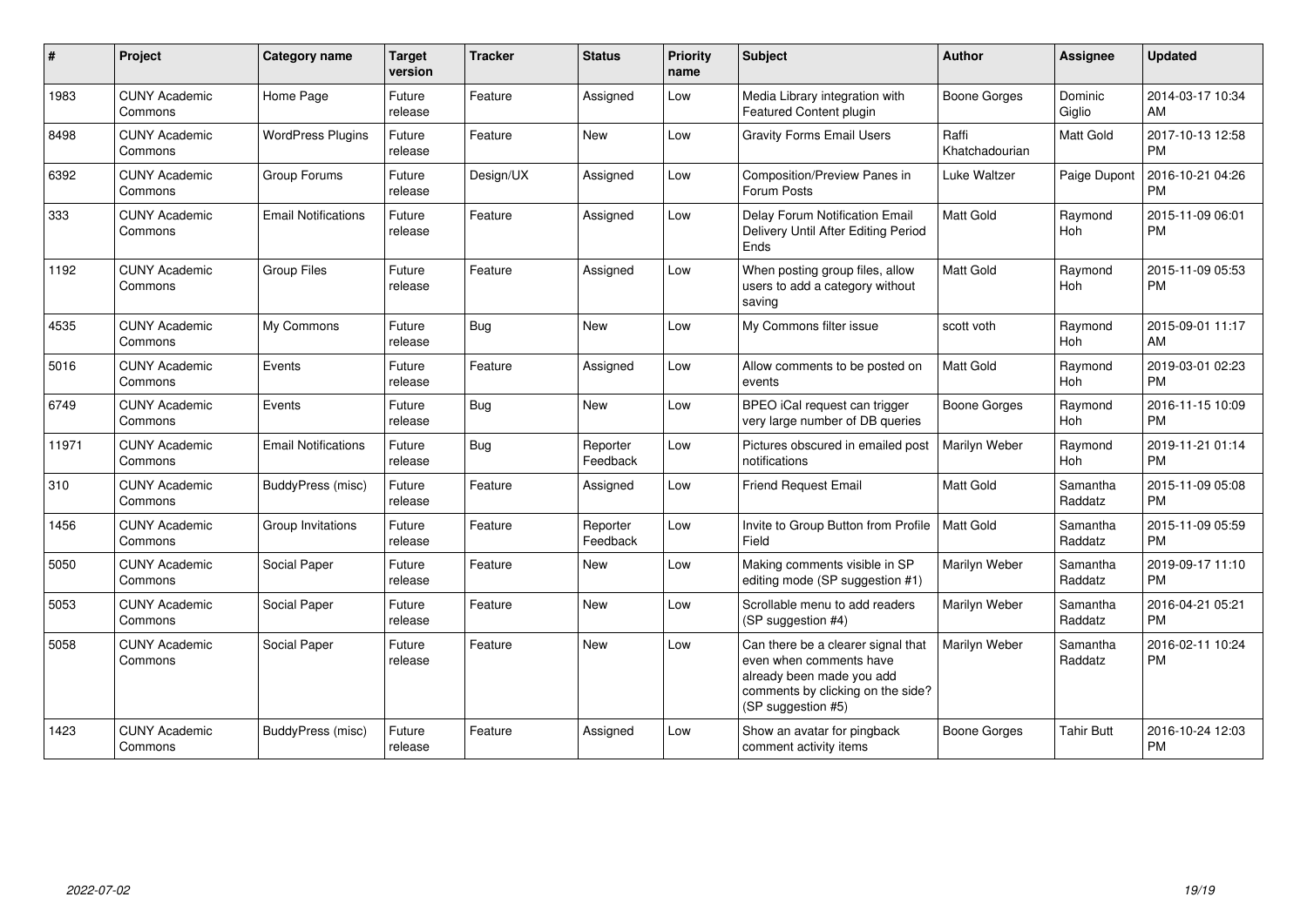| # | Project | Category name | Target version | Tracker | Status | Priority name | Subject | Author | Assignee | Updated |
|---|---|---|---|---|---|---|---|---|---|---|
| 1983 | CUNY Academic Commons | Home Page | Future release | Feature | Assigned | Low | Media Library integration with Featured Content plugin | Boone Gorges | Dominic Giglio | 2014-03-17 10:34 AM |
| 8498 | CUNY Academic Commons | WordPress Plugins | Future release | Feature | New | Low | Gravity Forms Email Users | Raffi Khatchadourian | Matt Gold | 2017-10-13 12:58 PM |
| 6392 | CUNY Academic Commons | Group Forums | Future release | Design/UX | Assigned | Low | Composition/Preview Panes in Forum Posts | Luke Waltzer | Paige Dupont | 2016-10-21 04:26 PM |
| 333 | CUNY Academic Commons | Email Notifications | Future release | Feature | Assigned | Low | Delay Forum Notification Email Delivery Until After Editing Period Ends | Matt Gold | Raymond Hoh | 2015-11-09 06:01 PM |
| 1192 | CUNY Academic Commons | Group Files | Future release | Feature | Assigned | Low | When posting group files, allow users to add a category without saving | Matt Gold | Raymond Hoh | 2015-11-09 05:53 PM |
| 4535 | CUNY Academic Commons | My Commons | Future release | Bug | New | Low | My Commons filter issue | scott voth | Raymond Hoh | 2015-09-01 11:17 AM |
| 5016 | CUNY Academic Commons | Events | Future release | Feature | Assigned | Low | Allow comments to be posted on events | Matt Gold | Raymond Hoh | 2019-03-01 02:23 PM |
| 6749 | CUNY Academic Commons | Events | Future release | Bug | New | Low | BPEO iCal request can trigger very large number of DB queries | Boone Gorges | Raymond Hoh | 2016-11-15 10:09 PM |
| 11971 | CUNY Academic Commons | Email Notifications | Future release | Bug | Reporter Feedback | Low | Pictures obscured in emailed post notifications | Marilyn Weber | Raymond Hoh | 2019-11-21 01:14 PM |
| 310 | CUNY Academic Commons | BuddyPress (misc) | Future release | Feature | Assigned | Low | Friend Request Email | Matt Gold | Samantha Raddatz | 2015-11-09 05:08 PM |
| 1456 | CUNY Academic Commons | Group Invitations | Future release | Feature | Reporter Feedback | Low | Invite to Group Button from Profile Field | Matt Gold | Samantha Raddatz | 2015-11-09 05:59 PM |
| 5050 | CUNY Academic Commons | Social Paper | Future release | Feature | New | Low | Making comments visible in SP editing mode (SP suggestion #1) | Marilyn Weber | Samantha Raddatz | 2019-09-17 11:10 PM |
| 5053 | CUNY Academic Commons | Social Paper | Future release | Feature | New | Low | Scrollable menu to add readers (SP suggestion #4) | Marilyn Weber | Samantha Raddatz | 2016-04-21 05:21 PM |
| 5058 | CUNY Academic Commons | Social Paper | Future release | Feature | New | Low | Can there be a clearer signal that even when comments have already been made you add comments by clicking on the side? (SP suggestion #5) | Marilyn Weber | Samantha Raddatz | 2016-02-11 10:24 PM |
| 1423 | CUNY Academic Commons | BuddyPress (misc) | Future release | Feature | Assigned | Low | Show an avatar for pingback comment activity items | Boone Gorges | Tahir Butt | 2016-10-24 12:03 PM |